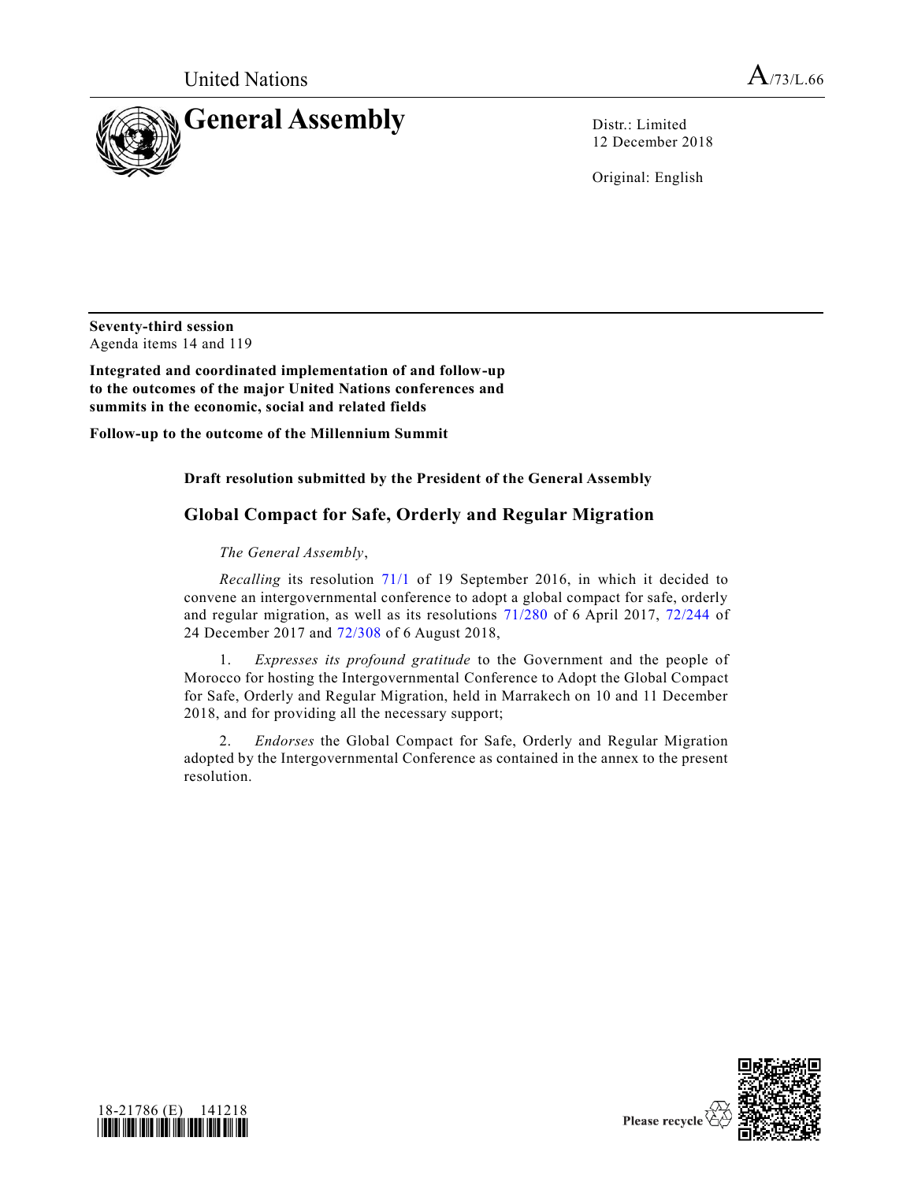United Nations A/73/L.66

# General Assembly

Distr.: Limited
12 December 2018

Original: English

**Seventy-third session**
Agenda items 14 and 119

**Integrated and coordinated implementation of and follow-up to the outcomes of the major United Nations conferences and summits in the economic, social and related fields**

**Follow-up to the outcome of the Millennium Summit**

**Draft resolution submitted by the President of the General Assembly**

## Global Compact for Safe, Orderly and Regular Migration

*The General Assembly*,

*Recalling* its resolution 71/1 of 19 September 2016, in which it decided to convene an intergovernmental conference to adopt a global compact for safe, orderly and regular migration, as well as its resolutions 71/280 of 6 April 2017, 72/244 of 24 December 2017 and 72/308 of 6 August 2018,

1. *Expresses its profound gratitude* to the Government and the people of Morocco for hosting the Intergovernmental Conference to Adopt the Global Compact for Safe, Orderly and Regular Migration, held in Marrakech on 10 and 11 December 2018, and for providing all the necessary support;

2. *Endorses* the Global Compact for Safe, Orderly and Regular Migration adopted by the Intergovernmental Conference as contained in the annex to the present resolution.

18-21786 (E) 141218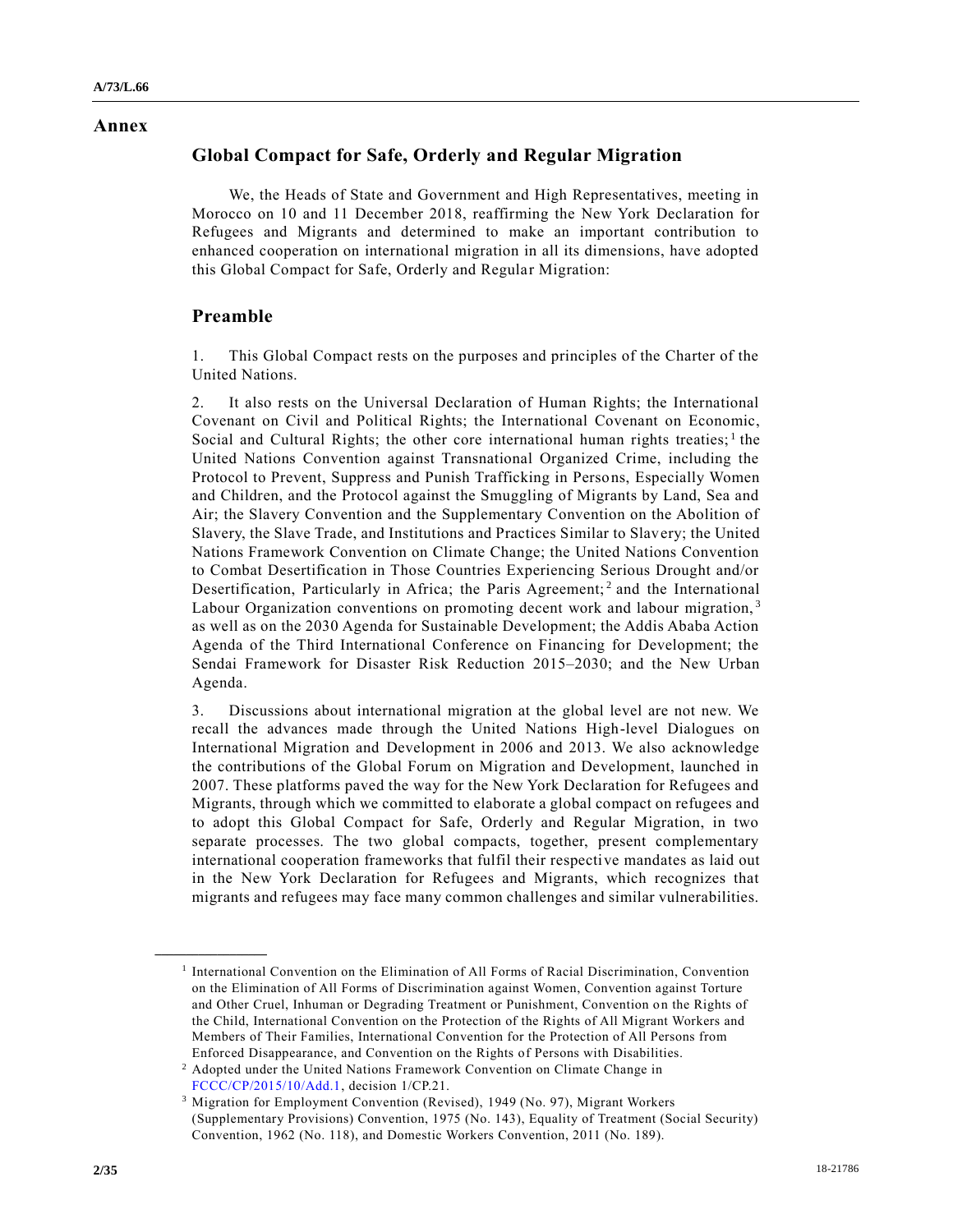## Annex

# Global Compact for Safe, Orderly and Regular Migration

We, the Heads of State and Government and High Representatives, meeting in Morocco on 10 and 11 December 2018, reaffirming the New York Declaration for Refugees and Migrants and determined to make an important contribution to enhanced cooperation on international migration in all its dimensions, have adopted this Global Compact for Safe, Orderly and Regular Migration:

## Preamble

1. This Global Compact rests on the purposes and principles of the Charter of the United Nations.

2. It also rests on the Universal Declaration of Human Rights; the International Covenant on Civil and Political Rights; the International Covenant on Economic, Social and Cultural Rights; the other core international human rights treaties;[1] the United Nations Convention against Transnational Organized Crime, including the Protocol to Prevent, Suppress and Punish Trafficking in Persons, Especially Women and Children, and the Protocol against the Smuggling of Migrants by Land, Sea and Air; the Slavery Convention and the Supplementary Convention on the Abolition of Slavery, the Slave Trade, and Institutions and Practices Similar to Slavery; the United Nations Framework Convention on Climate Change; the United Nations Convention to Combat Desertification in Those Countries Experiencing Serious Drought and/or Desertification, Particularly in Africa; the Paris Agreement;[2] and the International Labour Organization conventions on promoting decent work and labour migration,[3] as well as on the 2030 Agenda for Sustainable Development; the Addis Ababa Action Agenda of the Third International Conference on Financing for Development; the Sendai Framework for Disaster Risk Reduction 2015–2030; and the New Urban Agenda.

3. Discussions about international migration at the global level are not new. We recall the advances made through the United Nations High-level Dialogues on International Migration and Development in 2006 and 2013. We also acknowledge the contributions of the Global Forum on Migration and Development, launched in 2007. These platforms paved the way for the New York Declaration for Refugees and Migrants, through which we committed to elaborate a global compact on refugees and to adopt this Global Compact for Safe, Orderly and Regular Migration, in two separate processes. The two global compacts, together, present complementary international cooperation frameworks that fulfil their respective mandates as laid out in the New York Declaration for Refugees and Migrants, which recognizes that migrants and refugees may face many common challenges and similar vulnerabilities.

---

[1] International Convention on the Elimination of All Forms of Racial Discrimination, Convention on the Elimination of All Forms of Discrimination against Women, Convention against Torture and Other Cruel, Inhuman or Degrading Treatment or Punishment, Convention on the Rights of the Child, International Convention on the Protection of the Rights of All Migrant Workers and Members of Their Families, International Convention for the Protection of All Persons from Enforced Disappearance, and Convention on the Rights of Persons with Disabilities.

[2] Adopted under the United Nations Framework Convention on Climate Change in FCCC/CP/2015/10/Add.1, decision 1/CP.21.

[3] Migration for Employment Convention (Revised), 1949 (No. 97), Migrant Workers (Supplementary Provisions) Convention, 1975 (No. 143), Equality of Treatment (Social Security) Convention, 1962 (No. 118), and Domestic Workers Convention, 2011 (No. 189).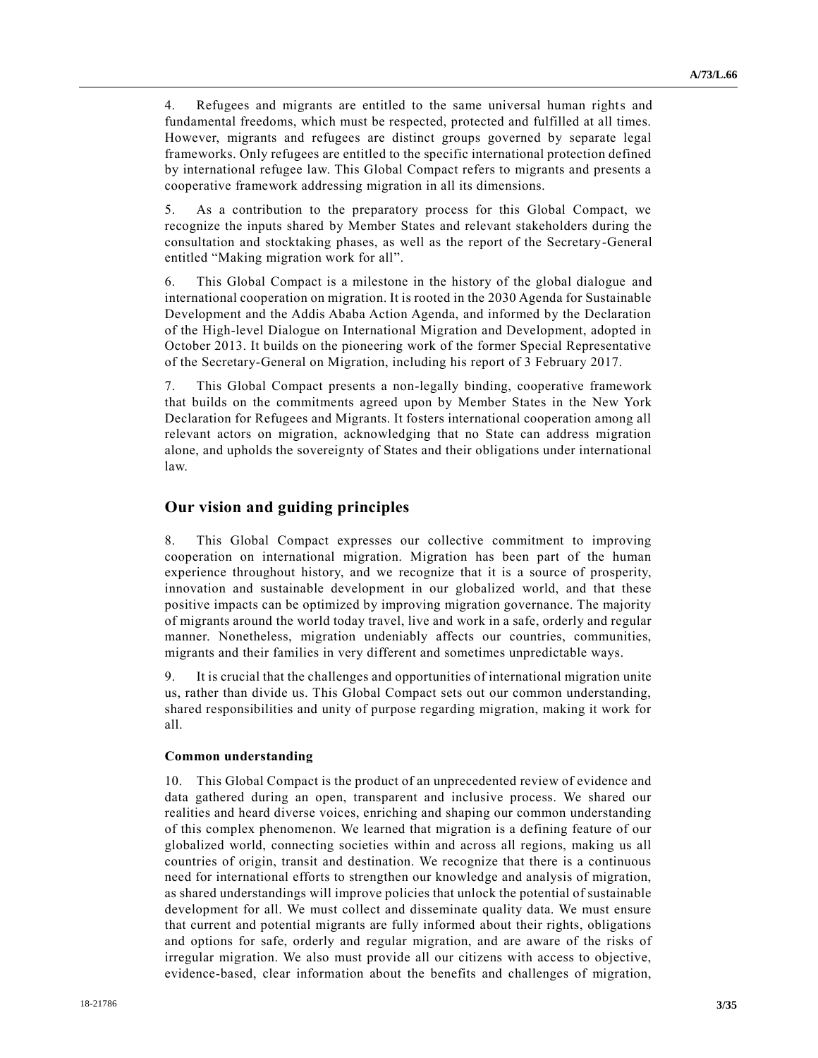4. Refugees and migrants are entitled to the same universal human rights and fundamental freedoms, which must be respected, protected and fulfilled at all times. However, migrants and refugees are distinct groups governed by separate legal frameworks. Only refugees are entitled to the specific international protection defined by international refugee law. This Global Compact refers to migrants and presents a cooperative framework addressing migration in all its dimensions.

5. As a contribution to the preparatory process for this Global Compact, we recognize the inputs shared by Member States and relevant stakeholders during the consultation and stocktaking phases, as well as the report of the Secretary-General entitled "Making migration work for all".

6. This Global Compact is a milestone in the history of the global dialogue and international cooperation on migration. It is rooted in the 2030 Agenda for Sustainable Development and the Addis Ababa Action Agenda, and informed by the Declaration of the High-level Dialogue on International Migration and Development, adopted in October 2013. It builds on the pioneering work of the former Special Representative of the Secretary-General on Migration, including his report of 3 February 2017.

7. This Global Compact presents a non-legally binding, cooperative framework that builds on the commitments agreed upon by Member States in the New York Declaration for Refugees and Migrants. It fosters international cooperation among all relevant actors on migration, acknowledging that no State can address migration alone, and upholds the sovereignty of States and their obligations under international law.

## Our vision and guiding principles

8. This Global Compact expresses our collective commitment to improving cooperation on international migration. Migration has been part of the human experience throughout history, and we recognize that it is a source of prosperity, innovation and sustainable development in our globalized world, and that these positive impacts can be optimized by improving migration governance. The majority of migrants around the world today travel, live and work in a safe, orderly and regular manner. Nonetheless, migration undeniably affects our countries, communities, migrants and their families in very different and sometimes unpredictable ways.

9. It is crucial that the challenges and opportunities of international migration unite us, rather than divide us. This Global Compact sets out our common understanding, shared responsibilities and unity of purpose regarding migration, making it work for all.

### Common understanding

10. This Global Compact is the product of an unprecedented review of evidence and data gathered during an open, transparent and inclusive process. We shared our realities and heard diverse voices, enriching and shaping our common understanding of this complex phenomenon. We learned that migration is a defining feature of our globalized world, connecting societies within and across all regions, making us all countries of origin, transit and destination. We recognize that there is a continuous need for international efforts to strengthen our knowledge and analysis of migration, as shared understandings will improve policies that unlock the potential of sustainable development for all. We must collect and disseminate quality data. We must ensure that current and potential migrants are fully informed about their rights, obligations and options for safe, orderly and regular migration, and are aware of the risks of irregular migration. We also must provide all our citizens with access to objective, evidence-based, clear information about the benefits and challenges of migration,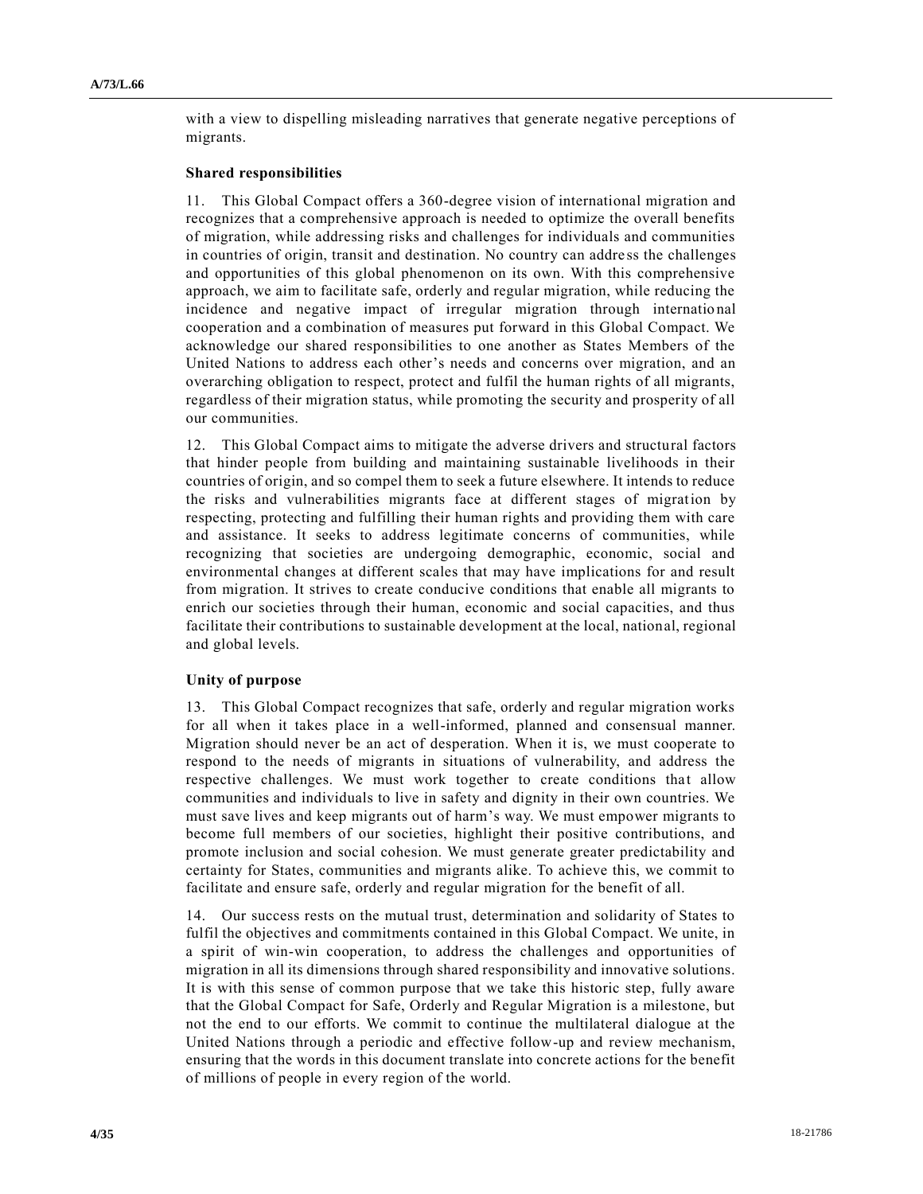with a view to dispelling misleading narratives that generate negative perceptions of migrants.

### Shared responsibilities

11. This Global Compact offers a 360-degree vision of international migration and recognizes that a comprehensive approach is needed to optimize the overall benefits of migration, while addressing risks and challenges for individuals and communities in countries of origin, transit and destination. No country can address the challenges and opportunities of this global phenomenon on its own. With this comprehensive approach, we aim to facilitate safe, orderly and regular migration, while reducing the incidence and negative impact of irregular migration through international cooperation and a combination of measures put forward in this Global Compact. We acknowledge our shared responsibilities to one another as States Members of the United Nations to address each other's needs and concerns over migration, and an overarching obligation to respect, protect and fulfil the human rights of all migrants, regardless of their migration status, while promoting the security and prosperity of all our communities.

12. This Global Compact aims to mitigate the adverse drivers and structural factors that hinder people from building and maintaining sustainable livelihoods in their countries of origin, and so compel them to seek a future elsewhere. It intends to reduce the risks and vulnerabilities migrants face at different stages of migration by respecting, protecting and fulfilling their human rights and providing them with care and assistance. It seeks to address legitimate concerns of communities, while recognizing that societies are undergoing demographic, economic, social and environmental changes at different scales that may have implications for and result from migration. It strives to create conducive conditions that enable all migrants to enrich our societies through their human, economic and social capacities, and thus facilitate their contributions to sustainable development at the local, national, regional and global levels.

### Unity of purpose

13. This Global Compact recognizes that safe, orderly and regular migration works for all when it takes place in a well-informed, planned and consensual manner. Migration should never be an act of desperation. When it is, we must cooperate to respond to the needs of migrants in situations of vulnerability, and address the respective challenges. We must work together to create conditions that allow communities and individuals to live in safety and dignity in their own countries. We must save lives and keep migrants out of harm's way. We must empower migrants to become full members of our societies, highlight their positive contributions, and promote inclusion and social cohesion. We must generate greater predictability and certainty for States, communities and migrants alike. To achieve this, we commit to facilitate and ensure safe, orderly and regular migration for the benefit of all.

14. Our success rests on the mutual trust, determination and solidarity of States to fulfil the objectives and commitments contained in this Global Compact. We unite, in a spirit of win-win cooperation, to address the challenges and opportunities of migration in all its dimensions through shared responsibility and innovative solutions. It is with this sense of common purpose that we take this historic step, fully aware that the Global Compact for Safe, Orderly and Regular Migration is a milestone, but not the end to our efforts. We commit to continue the multilateral dialogue at the United Nations through a periodic and effective follow-up and review mechanism, ensuring that the words in this document translate into concrete actions for the benefit of millions of people in every region of the world.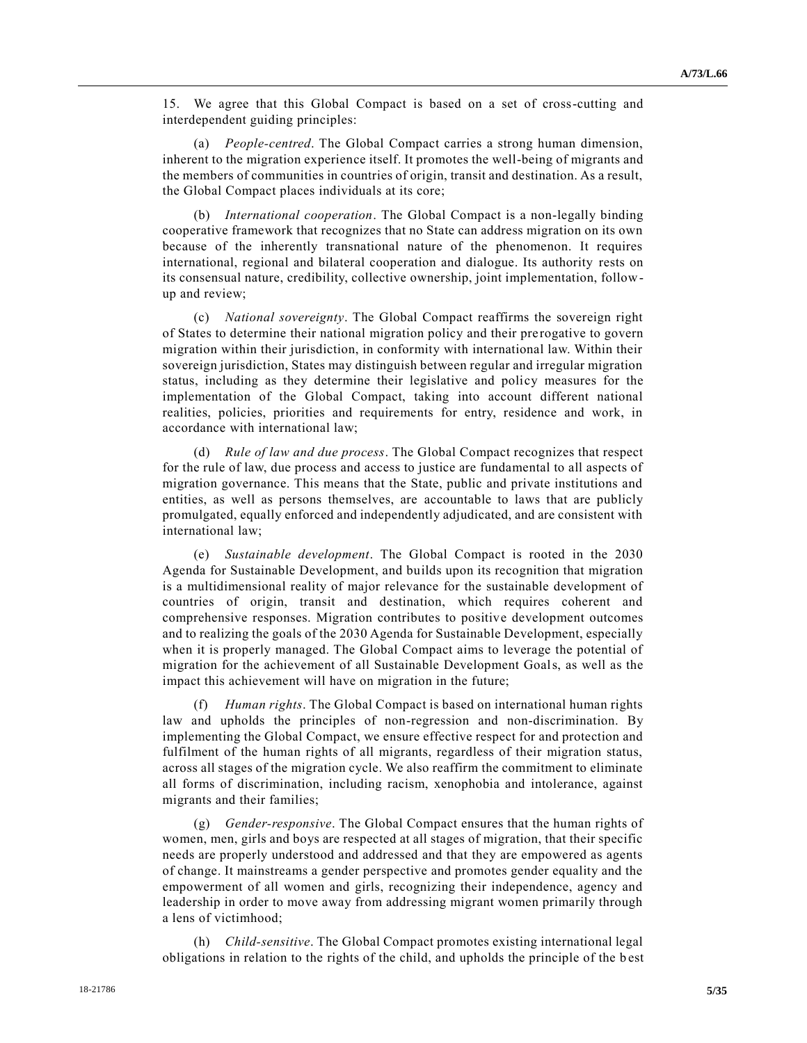15. We agree that this Global Compact is based on a set of cross-cutting and interdependent guiding principles:

(a) *People-centred*. The Global Compact carries a strong human dimension, inherent to the migration experience itself. It promotes the well-being of migrants and the members of communities in countries of origin, transit and destination. As a result, the Global Compact places individuals at its core;

(b) *International cooperation*. The Global Compact is a non-legally binding cooperative framework that recognizes that no State can address migration on its own because of the inherently transnational nature of the phenomenon. It requires international, regional and bilateral cooperation and dialogue. Its authority rests on its consensual nature, credibility, collective ownership, joint implementation, follow-up and review;

(c) *National sovereignty*. The Global Compact reaffirms the sovereign right of States to determine their national migration policy and their prerogative to govern migration within their jurisdiction, in conformity with international law. Within their sovereign jurisdiction, States may distinguish between regular and irregular migration status, including as they determine their legislative and policy measures for the implementation of the Global Compact, taking into account different national realities, policies, priorities and requirements for entry, residence and work, in accordance with international law;

(d) *Rule of law and due process*. The Global Compact recognizes that respect for the rule of law, due process and access to justice are fundamental to all aspects of migration governance. This means that the State, public and private institutions and entities, as well as persons themselves, are accountable to laws that are publicly promulgated, equally enforced and independently adjudicated, and are consistent with international law;

(e) *Sustainable development*. The Global Compact is rooted in the 2030 Agenda for Sustainable Development, and builds upon its recognition that migration is a multidimensional reality of major relevance for the sustainable development of countries of origin, transit and destination, which requires coherent and comprehensive responses. Migration contributes to positive development outcomes and to realizing the goals of the 2030 Agenda for Sustainable Development, especially when it is properly managed. The Global Compact aims to leverage the potential of migration for the achievement of all Sustainable Development Goals, as well as the impact this achievement will have on migration in the future;

(f) *Human rights*. The Global Compact is based on international human rights law and upholds the principles of non-regression and non-discrimination. By implementing the Global Compact, we ensure effective respect for and protection and fulfilment of the human rights of all migrants, regardless of their migration status, across all stages of the migration cycle. We also reaffirm the commitment to eliminate all forms of discrimination, including racism, xenophobia and intolerance, against migrants and their families;

(g) *Gender-responsive*. The Global Compact ensures that the human rights of women, men, girls and boys are respected at all stages of migration, that their specific needs are properly understood and addressed and that they are empowered as agents of change. It mainstreams a gender perspective and promotes gender equality and the empowerment of all women and girls, recognizing their independence, agency and leadership in order to move away from addressing migrant women primarily through a lens of victimhood;

(h) *Child-sensitive*. The Global Compact promotes existing international legal obligations in relation to the rights of the child, and upholds the principle of the best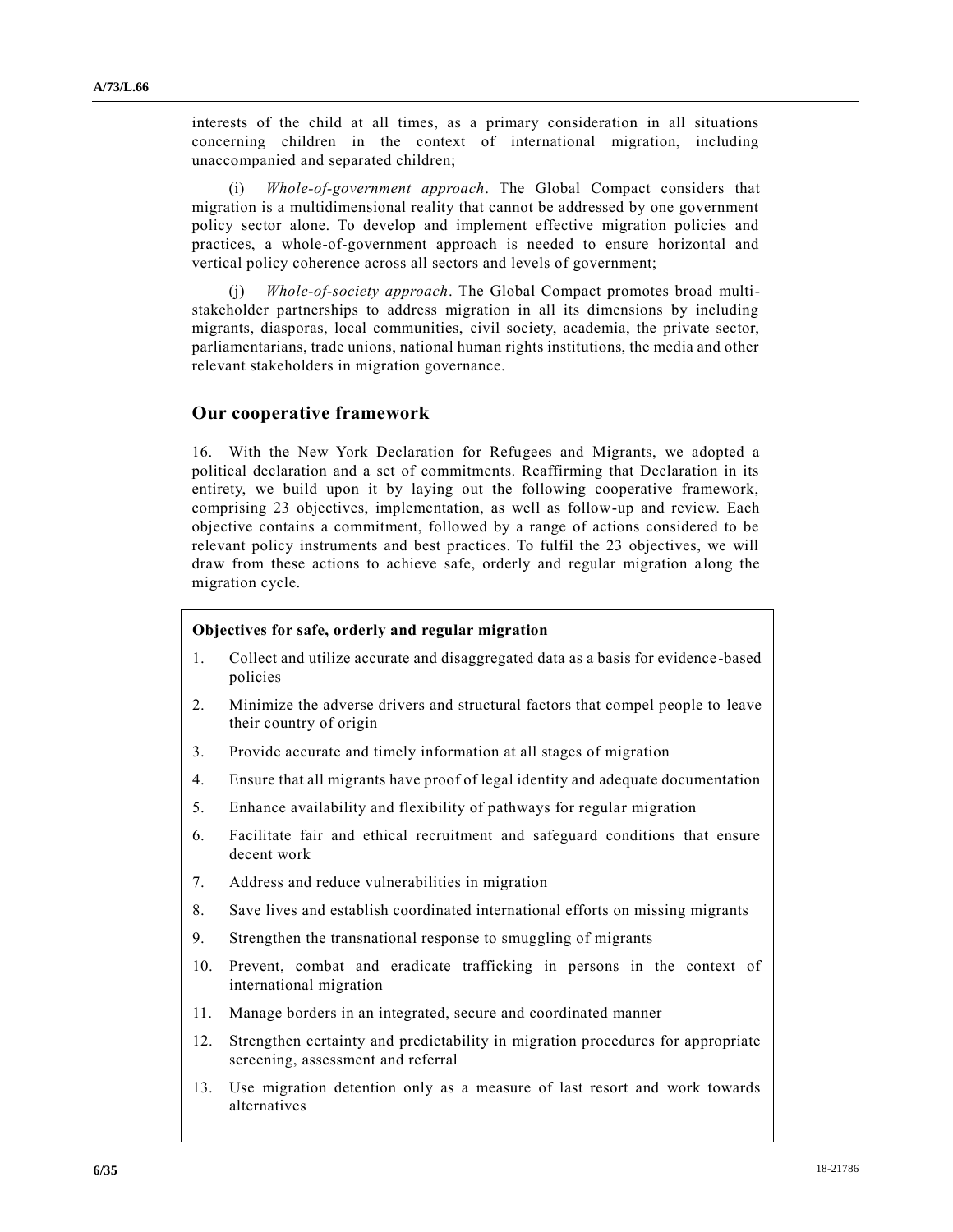interests of the child at all times, as a primary consideration in all situations concerning children in the context of international migration, including unaccompanied and separated children;

(i) *Whole-of-government approach*. The Global Compact considers that migration is a multidimensional reality that cannot be addressed by one government policy sector alone. To develop and implement effective migration policies and practices, a whole-of-government approach is needed to ensure horizontal and vertical policy coherence across all sectors and levels of government;

(j) *Whole-of-society approach*. The Global Compact promotes broad multi-stakeholder partnerships to address migration in all its dimensions by including migrants, diasporas, local communities, civil society, academia, the private sector, parliamentarians, trade unions, national human rights institutions, the media and other relevant stakeholders in migration governance.

## Our cooperative framework

16. With the New York Declaration for Refugees and Migrants, we adopted a political declaration and a set of commitments. Reaffirming that Declaration in its entirety, we build upon it by laying out the following cooperative framework, comprising 23 objectives, implementation, as well as follow-up and review. Each objective contains a commitment, followed by a range of actions considered to be relevant policy instruments and best practices. To fulfil the 23 objectives, we will draw from these actions to achieve safe, orderly and regular migration along the migration cycle.

**Objectives for safe, orderly and regular migration**

1. Collect and utilize accurate and disaggregated data as a basis for evidence-based policies
2. Minimize the adverse drivers and structural factors that compel people to leave their country of origin
3. Provide accurate and timely information at all stages of migration
4. Ensure that all migrants have proof of legal identity and adequate documentation
5. Enhance availability and flexibility of pathways for regular migration
6. Facilitate fair and ethical recruitment and safeguard conditions that ensure decent work
7. Address and reduce vulnerabilities in migration
8. Save lives and establish coordinated international efforts on missing migrants
9. Strengthen the transnational response to smuggling of migrants
10. Prevent, combat and eradicate trafficking in persons in the context of international migration
11. Manage borders in an integrated, secure and coordinated manner
12. Strengthen certainty and predictability in migration procedures for appropriate screening, assessment and referral
13. Use migration detention only as a measure of last resort and work towards alternatives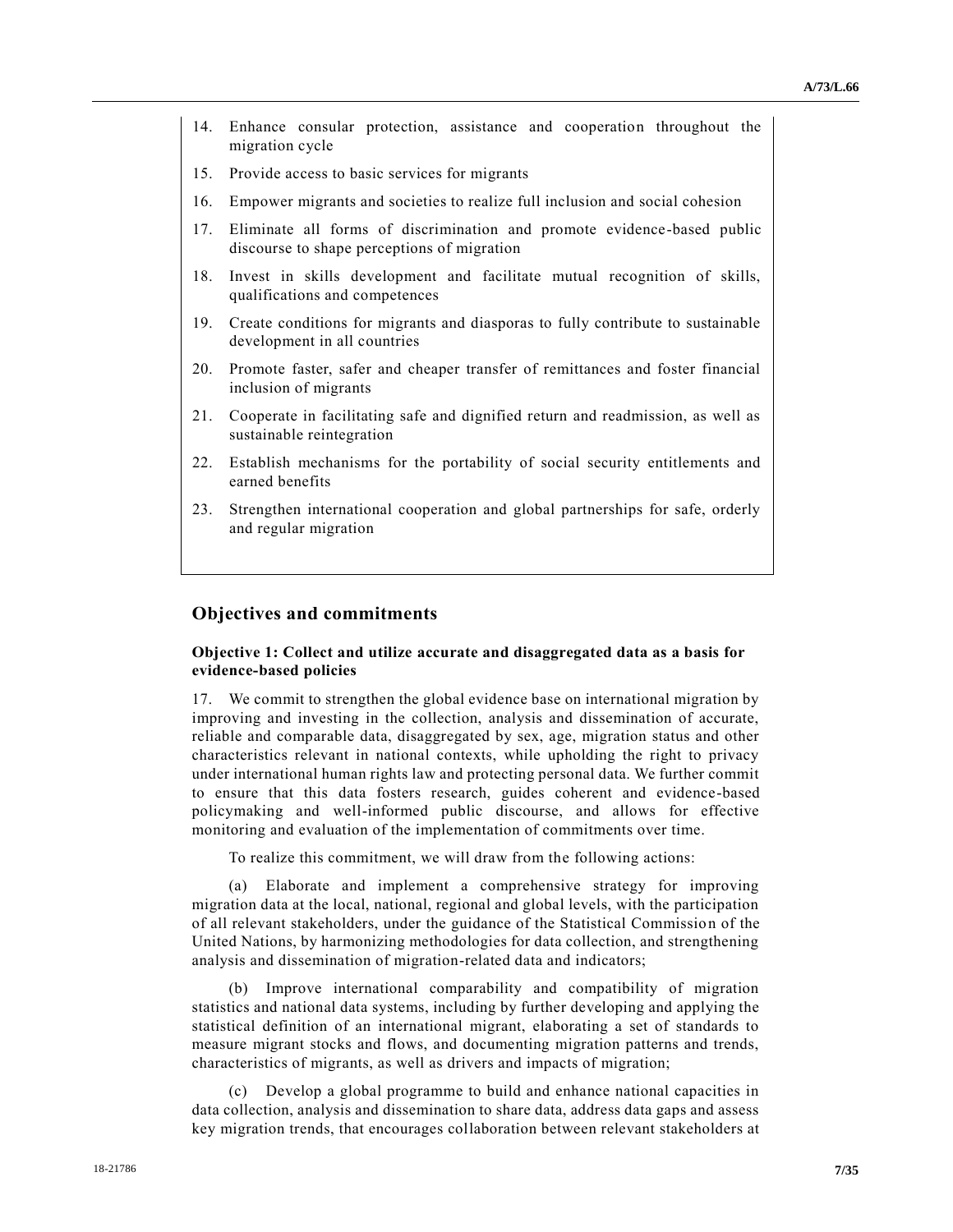14. Enhance consular protection, assistance and cooperation throughout the migration cycle
15. Provide access to basic services for migrants
16. Empower migrants and societies to realize full inclusion and social cohesion
17. Eliminate all forms of discrimination and promote evidence-based public discourse to shape perceptions of migration
18. Invest in skills development and facilitate mutual recognition of skills, qualifications and competences
19. Create conditions for migrants and diasporas to fully contribute to sustainable development in all countries
20. Promote faster, safer and cheaper transfer of remittances and foster financial inclusion of migrants
21. Cooperate in facilitating safe and dignified return and readmission, as well as sustainable reintegration
22. Establish mechanisms for the portability of social security entitlements and earned benefits
23. Strengthen international cooperation and global partnerships for safe, orderly and regular migration

## Objectives and commitments

### Objective 1: Collect and utilize accurate and disaggregated data as a basis for evidence-based policies

17. We commit to strengthen the global evidence base on international migration by improving and investing in the collection, analysis and dissemination of accurate, reliable and comparable data, disaggregated by sex, age, migration status and other characteristics relevant in national contexts, while upholding the right to privacy under international human rights law and protecting personal data. We further commit to ensure that this data fosters research, guides coherent and evidence-based policymaking and well-informed public discourse, and allows for effective monitoring and evaluation of the implementation of commitments over time.

To realize this commitment, we will draw from the following actions:

(a) Elaborate and implement a comprehensive strategy for improving migration data at the local, national, regional and global levels, with the participation of all relevant stakeholders, under the guidance of the Statistical Commission of the United Nations, by harmonizing methodologies for data collection, and strengthening analysis and dissemination of migration-related data and indicators;

(b) Improve international comparability and compatibility of migration statistics and national data systems, including by further developing and applying the statistical definition of an international migrant, elaborating a set of standards to measure migrant stocks and flows, and documenting migration patterns and trends, characteristics of migrants, as well as drivers and impacts of migration;

(c) Develop a global programme to build and enhance national capacities in data collection, analysis and dissemination to share data, address data gaps and assess key migration trends, that encourages collaboration between relevant stakeholders at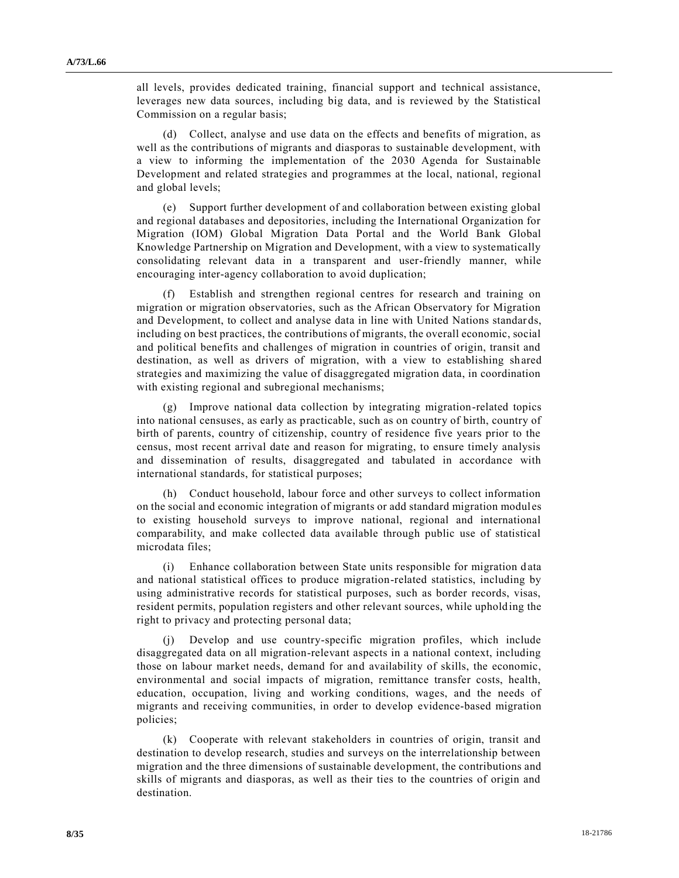all levels, provides dedicated training, financial support and technical assistance, leverages new data sources, including big data, and is reviewed by the Statistical Commission on a regular basis;

(d) Collect, analyse and use data on the effects and benefits of migration, as well as the contributions of migrants and diasporas to sustainable development, with a view to informing the implementation of the 2030 Agenda for Sustainable Development and related strategies and programmes at the local, national, regional and global levels;

(e) Support further development of and collaboration between existing global and regional databases and depositories, including the International Organization for Migration (IOM) Global Migration Data Portal and the World Bank Global Knowledge Partnership on Migration and Development, with a view to systematically consolidating relevant data in a transparent and user-friendly manner, while encouraging inter-agency collaboration to avoid duplication;

(f) Establish and strengthen regional centres for research and training on migration or migration observatories, such as the African Observatory for Migration and Development, to collect and analyse data in line with United Nations standards, including on best practices, the contributions of migrants, the overall economic, social and political benefits and challenges of migration in countries of origin, transit and destination, as well as drivers of migration, with a view to establishing shared strategies and maximizing the value of disaggregated migration data, in coordination with existing regional and subregional mechanisms;

(g) Improve national data collection by integrating migration-related topics into national censuses, as early as practicable, such as on country of birth, country of birth of parents, country of citizenship, country of residence five years prior to the census, most recent arrival date and reason for migrating, to ensure timely analysis and dissemination of results, disaggregated and tabulated in accordance with international standards, for statistical purposes;

(h) Conduct household, labour force and other surveys to collect information on the social and economic integration of migrants or add standard migration modules to existing household surveys to improve national, regional and international comparability, and make collected data available through public use of statistical microdata files;

(i) Enhance collaboration between State units responsible for migration data and national statistical offices to produce migration-related statistics, including by using administrative records for statistical purposes, such as border records, visas, resident permits, population registers and other relevant sources, while upholding the right to privacy and protecting personal data;

(j) Develop and use country-specific migration profiles, which include disaggregated data on all migration-relevant aspects in a national context, including those on labour market needs, demand for and availability of skills, the economic, environmental and social impacts of migration, remittance transfer costs, health, education, occupation, living and working conditions, wages, and the needs of migrants and receiving communities, in order to develop evidence-based migration policies;

(k) Cooperate with relevant stakeholders in countries of origin, transit and destination to develop research, studies and surveys on the interrelationship between migration and the three dimensions of sustainable development, the contributions and skills of migrants and diasporas, as well as their ties to the countries of origin and destination.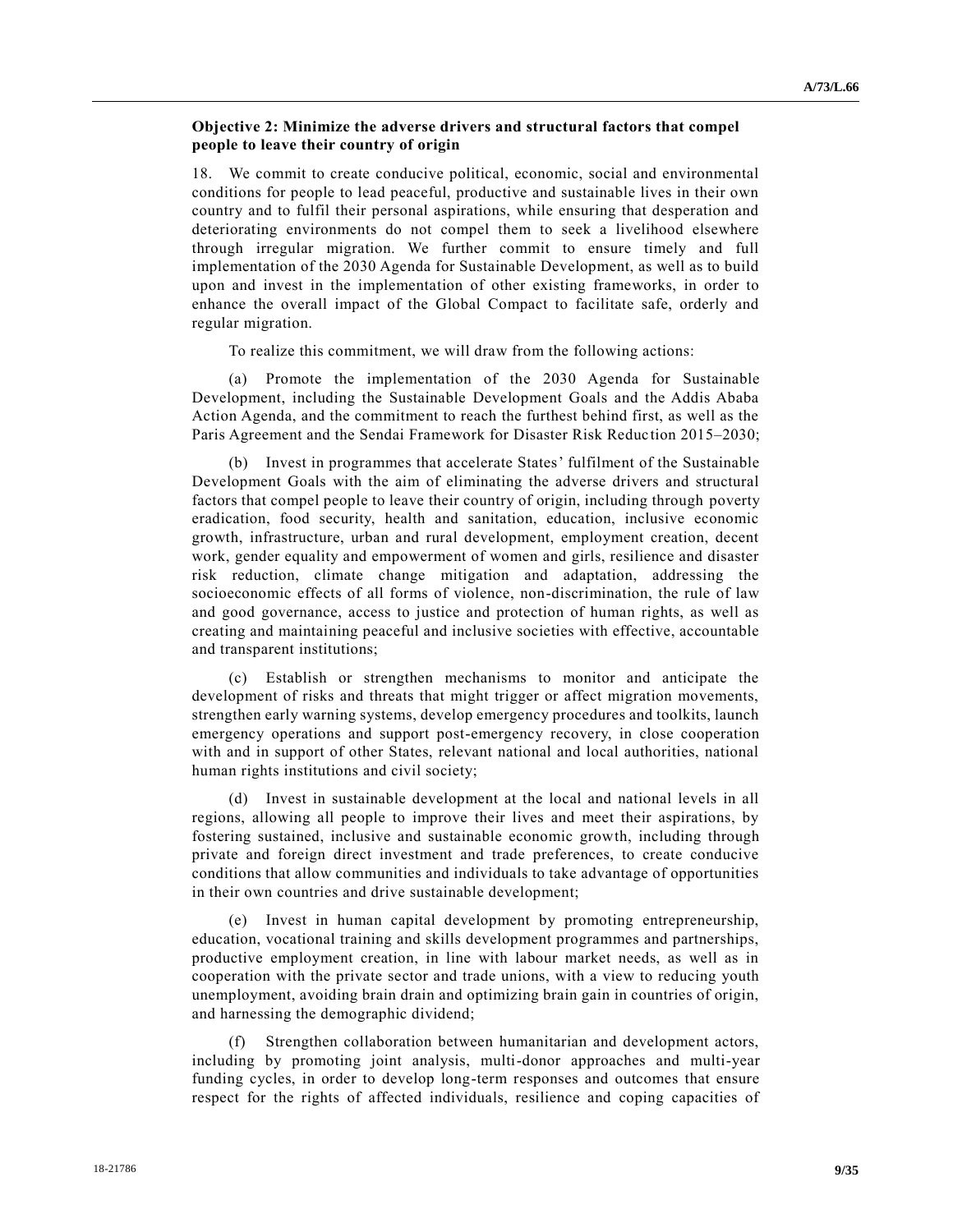**Objective 2: Minimize the adverse drivers and structural factors that compel people to leave their country of origin**

18. We commit to create conducive political, economic, social and environmental conditions for people to lead peaceful, productive and sustainable lives in their own country and to fulfil their personal aspirations, while ensuring that desperation and deteriorating environments do not compel them to seek a livelihood elsewhere through irregular migration. We further commit to ensure timely and full implementation of the 2030 Agenda for Sustainable Development, as well as to build upon and invest in the implementation of other existing frameworks, in order to enhance the overall impact of the Global Compact to facilitate safe, orderly and regular migration.

To realize this commitment, we will draw from the following actions:

(a) Promote the implementation of the 2030 Agenda for Sustainable Development, including the Sustainable Development Goals and the Addis Ababa Action Agenda, and the commitment to reach the furthest behind first, as well as the Paris Agreement and the Sendai Framework for Disaster Risk Reduction 2015–2030;

(b) Invest in programmes that accelerate States' fulfilment of the Sustainable Development Goals with the aim of eliminating the adverse drivers and structural factors that compel people to leave their country of origin, including through poverty eradication, food security, health and sanitation, education, inclusive economic growth, infrastructure, urban and rural development, employment creation, decent work, gender equality and empowerment of women and girls, resilience and disaster risk reduction, climate change mitigation and adaptation, addressing the socioeconomic effects of all forms of violence, non-discrimination, the rule of law and good governance, access to justice and protection of human rights, as well as creating and maintaining peaceful and inclusive societies with effective, accountable and transparent institutions;

(c) Establish or strengthen mechanisms to monitor and anticipate the development of risks and threats that might trigger or affect migration movements, strengthen early warning systems, develop emergency procedures and toolkits, launch emergency operations and support post-emergency recovery, in close cooperation with and in support of other States, relevant national and local authorities, national human rights institutions and civil society;

(d) Invest in sustainable development at the local and national levels in all regions, allowing all people to improve their lives and meet their aspirations, by fostering sustained, inclusive and sustainable economic growth, including through private and foreign direct investment and trade preferences, to create conducive conditions that allow communities and individuals to take advantage of opportunities in their own countries and drive sustainable development;

(e) Invest in human capital development by promoting entrepreneurship, education, vocational training and skills development programmes and partnerships, productive employment creation, in line with labour market needs, as well as in cooperation with the private sector and trade unions, with a view to reducing youth unemployment, avoiding brain drain and optimizing brain gain in countries of origin, and harnessing the demographic dividend;

(f) Strengthen collaboration between humanitarian and development actors, including by promoting joint analysis, multi-donor approaches and multi-year funding cycles, in order to develop long-term responses and outcomes that ensure respect for the rights of affected individuals, resilience and coping capacities of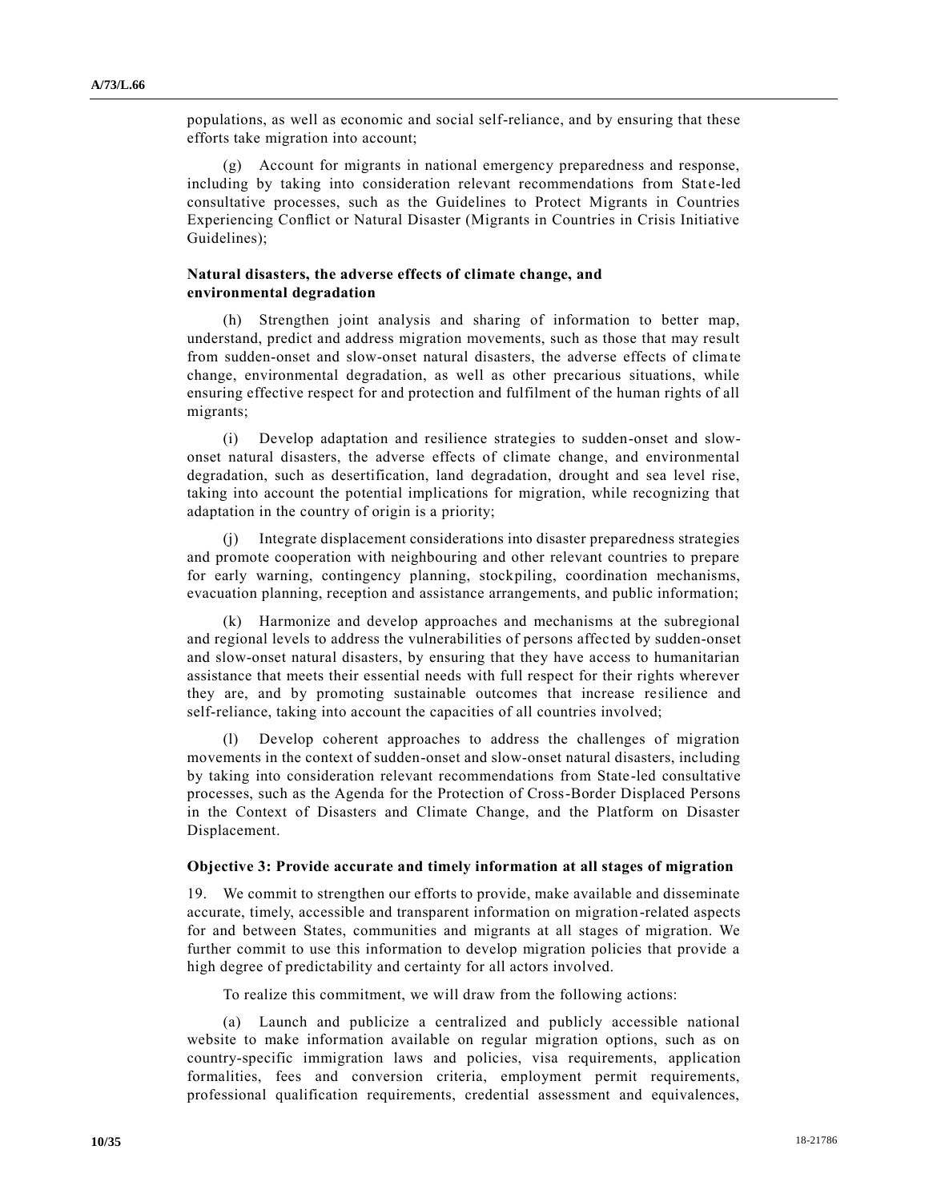populations, as well as economic and social self-reliance, and by ensuring that these efforts take migration into account;

(g) Account for migrants in national emergency preparedness and response, including by taking into consideration relevant recommendations from State-led consultative processes, such as the Guidelines to Protect Migrants in Countries Experiencing Conflict or Natural Disaster (Migrants in Countries in Crisis Initiative Guidelines);

**Natural disasters, the adverse effects of climate change, and environmental degradation**

(h) Strengthen joint analysis and sharing of information to better map, understand, predict and address migration movements, such as those that may result from sudden-onset and slow-onset natural disasters, the adverse effects of climate change, environmental degradation, as well as other precarious situations, while ensuring effective respect for and protection and fulfilment of the human rights of all migrants;

(i) Develop adaptation and resilience strategies to sudden-onset and slow-onset natural disasters, the adverse effects of climate change, and environmental degradation, such as desertification, land degradation, drought and sea level rise, taking into account the potential implications for migration, while recognizing that adaptation in the country of origin is a priority;

(j) Integrate displacement considerations into disaster preparedness strategies and promote cooperation with neighbouring and other relevant countries to prepare for early warning, contingency planning, stockpiling, coordination mechanisms, evacuation planning, reception and assistance arrangements, and public information;

(k) Harmonize and develop approaches and mechanisms at the subregional and regional levels to address the vulnerabilities of persons affected by sudden-onset and slow-onset natural disasters, by ensuring that they have access to humanitarian assistance that meets their essential needs with full respect for their rights wherever they are, and by promoting sustainable outcomes that increase resilience and self-reliance, taking into account the capacities of all countries involved;

(l) Develop coherent approaches to address the challenges of migration movements in the context of sudden-onset and slow-onset natural disasters, including by taking into consideration relevant recommendations from State-led consultative processes, such as the Agenda for the Protection of Cross-Border Displaced Persons in the Context of Disasters and Climate Change, and the Platform on Disaster Displacement.

**Objective 3: Provide accurate and timely information at all stages of migration**

19. We commit to strengthen our efforts to provide, make available and disseminate accurate, timely, accessible and transparent information on migration-related aspects for and between States, communities and migrants at all stages of migration. We further commit to use this information to develop migration policies that provide a high degree of predictability and certainty for all actors involved.

To realize this commitment, we will draw from the following actions:

(a) Launch and publicize a centralized and publicly accessible national website to make information available on regular migration options, such as on country-specific immigration laws and policies, visa requirements, application formalities, fees and conversion criteria, employment permit requirements, professional qualification requirements, credential assessment and equivalences,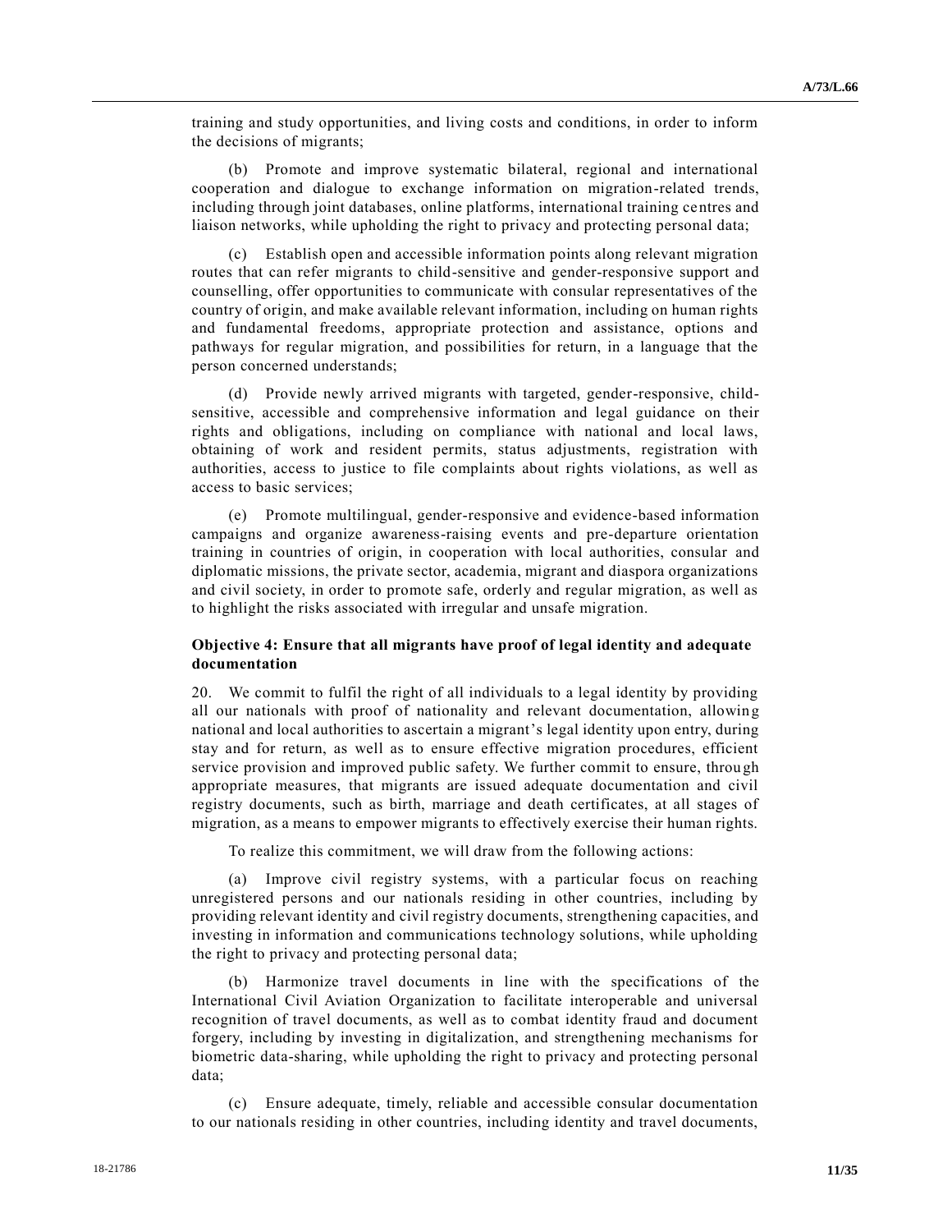training and study opportunities, and living costs and conditions, in order to inform the decisions of migrants;

(b) Promote and improve systematic bilateral, regional and international cooperation and dialogue to exchange information on migration-related trends, including through joint databases, online platforms, international training centres and liaison networks, while upholding the right to privacy and protecting personal data;

(c) Establish open and accessible information points along relevant migration routes that can refer migrants to child-sensitive and gender-responsive support and counselling, offer opportunities to communicate with consular representatives of the country of origin, and make available relevant information, including on human rights and fundamental freedoms, appropriate protection and assistance, options and pathways for regular migration, and possibilities for return, in a language that the person concerned understands;

(d) Provide newly arrived migrants with targeted, gender-responsive, child-sensitive, accessible and comprehensive information and legal guidance on their rights and obligations, including on compliance with national and local laws, obtaining of work and resident permits, status adjustments, registration with authorities, access to justice to file complaints about rights violations, as well as access to basic services;

(e) Promote multilingual, gender-responsive and evidence-based information campaigns and organize awareness-raising events and pre-departure orientation training in countries of origin, in cooperation with local authorities, consular and diplomatic missions, the private sector, academia, migrant and diaspora organizations and civil society, in order to promote safe, orderly and regular migration, as well as to highlight the risks associated with irregular and unsafe migration.

### Objective 4: Ensure that all migrants have proof of legal identity and adequate documentation

20. We commit to fulfil the right of all individuals to a legal identity by providing all our nationals with proof of nationality and relevant documentation, allowing national and local authorities to ascertain a migrant's legal identity upon entry, during stay and for return, as well as to ensure effective migration procedures, efficient service provision and improved public safety. We further commit to ensure, through appropriate measures, that migrants are issued adequate documentation and civil registry documents, such as birth, marriage and death certificates, at all stages of migration, as a means to empower migrants to effectively exercise their human rights.

To realize this commitment, we will draw from the following actions:

(a) Improve civil registry systems, with a particular focus on reaching unregistered persons and our nationals residing in other countries, including by providing relevant identity and civil registry documents, strengthening capacities, and investing in information and communications technology solutions, while upholding the right to privacy and protecting personal data;

(b) Harmonize travel documents in line with the specifications of the International Civil Aviation Organization to facilitate interoperable and universal recognition of travel documents, as well as to combat identity fraud and document forgery, including by investing in digitalization, and strengthening mechanisms for biometric data-sharing, while upholding the right to privacy and protecting personal data;

(c) Ensure adequate, timely, reliable and accessible consular documentation to our nationals residing in other countries, including identity and travel documents,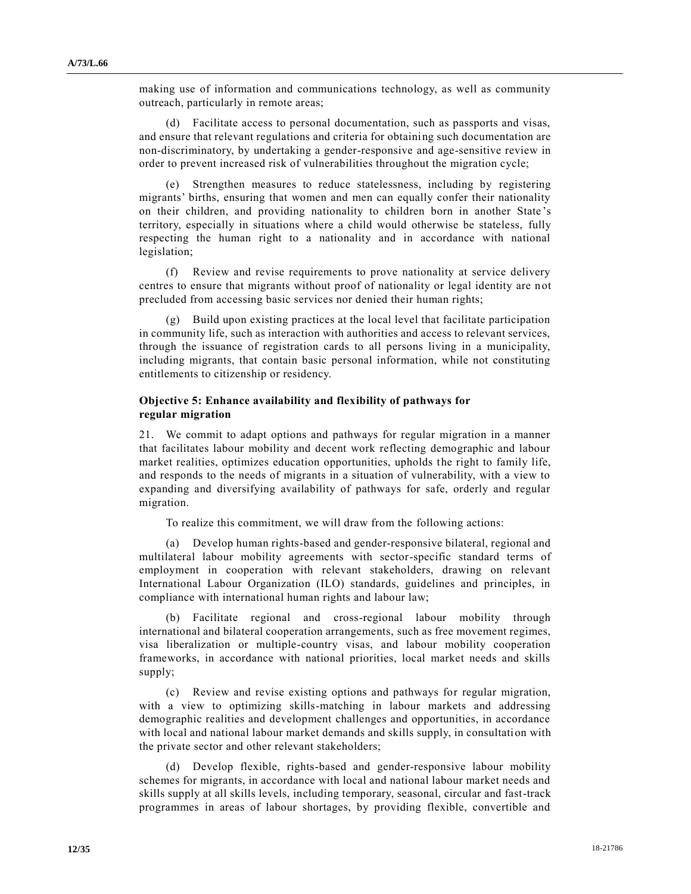making use of information and communications technology, as well as community outreach, particularly in remote areas;

(d) Facilitate access to personal documentation, such as passports and visas, and ensure that relevant regulations and criteria for obtaining such documentation are non-discriminatory, by undertaking a gender-responsive and age-sensitive review in order to prevent increased risk of vulnerabilities throughout the migration cycle;

(e) Strengthen measures to reduce statelessness, including by registering migrants' births, ensuring that women and men can equally confer their nationality on their children, and providing nationality to children born in another State's territory, especially in situations where a child would otherwise be stateless, fully respecting the human right to a nationality and in accordance with national legislation;

(f) Review and revise requirements to prove nationality at service delivery centres to ensure that migrants without proof of nationality or legal identity are not precluded from accessing basic services nor denied their human rights;

(g) Build upon existing practices at the local level that facilitate participation in community life, such as interaction with authorities and access to relevant services, through the issuance of registration cards to all persons living in a municipality, including migrants, that contain basic personal information, while not constituting entitlements to citizenship or residency.

### Objective 5: Enhance availability and flexibility of pathways for regular migration

21. We commit to adapt options and pathways for regular migration in a manner that facilitates labour mobility and decent work reflecting demographic and labour market realities, optimizes education opportunities, upholds the right to family life, and responds to the needs of migrants in a situation of vulnerability, with a view to expanding and diversifying availability of pathways for safe, orderly and regular migration.

To realize this commitment, we will draw from the following actions:

(a) Develop human rights-based and gender-responsive bilateral, regional and multilateral labour mobility agreements with sector-specific standard terms of employment in cooperation with relevant stakeholders, drawing on relevant International Labour Organization (ILO) standards, guidelines and principles, in compliance with international human rights and labour law;

(b) Facilitate regional and cross-regional labour mobility through international and bilateral cooperation arrangements, such as free movement regimes, visa liberalization or multiple-country visas, and labour mobility cooperation frameworks, in accordance with national priorities, local market needs and skills supply;

(c) Review and revise existing options and pathways for regular migration, with a view to optimizing skills-matching in labour markets and addressing demographic realities and development challenges and opportunities, in accordance with local and national labour market demands and skills supply, in consultation with the private sector and other relevant stakeholders;

(d) Develop flexible, rights-based and gender-responsive labour mobility schemes for migrants, in accordance with local and national labour market needs and skills supply at all skills levels, including temporary, seasonal, circular and fast-track programmes in areas of labour shortages, by providing flexible, convertible and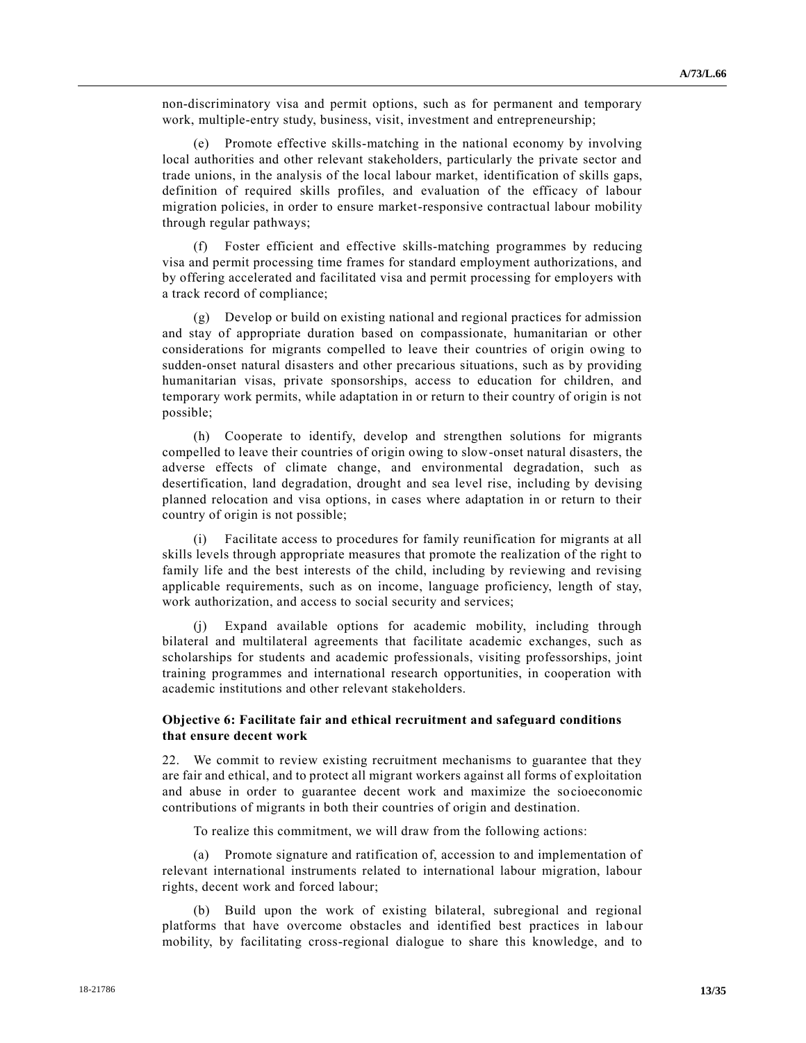non-discriminatory visa and permit options, such as for permanent and temporary work, multiple-entry study, business, visit, investment and entrepreneurship;

(e) Promote effective skills-matching in the national economy by involving local authorities and other relevant stakeholders, particularly the private sector and trade unions, in the analysis of the local labour market, identification of skills gaps, definition of required skills profiles, and evaluation of the efficacy of labour migration policies, in order to ensure market-responsive contractual labour mobility through regular pathways;

(f) Foster efficient and effective skills-matching programmes by reducing visa and permit processing time frames for standard employment authorizations, and by offering accelerated and facilitated visa and permit processing for employers with a track record of compliance;

(g) Develop or build on existing national and regional practices for admission and stay of appropriate duration based on compassionate, humanitarian or other considerations for migrants compelled to leave their countries of origin owing to sudden-onset natural disasters and other precarious situations, such as by providing humanitarian visas, private sponsorships, access to education for children, and temporary work permits, while adaptation in or return to their country of origin is not possible;

(h) Cooperate to identify, develop and strengthen solutions for migrants compelled to leave their countries of origin owing to slow-onset natural disasters, the adverse effects of climate change, and environmental degradation, such as desertification, land degradation, drought and sea level rise, including by devising planned relocation and visa options, in cases where adaptation in or return to their country of origin is not possible;

(i) Facilitate access to procedures for family reunification for migrants at all skills levels through appropriate measures that promote the realization of the right to family life and the best interests of the child, including by reviewing and revising applicable requirements, such as on income, language proficiency, length of stay, work authorization, and access to social security and services;

(j) Expand available options for academic mobility, including through bilateral and multilateral agreements that facilitate academic exchanges, such as scholarships for students and academic professionals, visiting professorships, joint training programmes and international research opportunities, in cooperation with academic institutions and other relevant stakeholders.

### Objective 6: Facilitate fair and ethical recruitment and safeguard conditions that ensure decent work

22. We commit to review existing recruitment mechanisms to guarantee that they are fair and ethical, and to protect all migrant workers against all forms of exploitation and abuse in order to guarantee decent work and maximize the socioeconomic contributions of migrants in both their countries of origin and destination.

To realize this commitment, we will draw from the following actions:

(a) Promote signature and ratification of, accession to and implementation of relevant international instruments related to international labour migration, labour rights, decent work and forced labour;

(b) Build upon the work of existing bilateral, subregional and regional platforms that have overcome obstacles and identified best practices in labour mobility, by facilitating cross-regional dialogue to share this knowledge, and to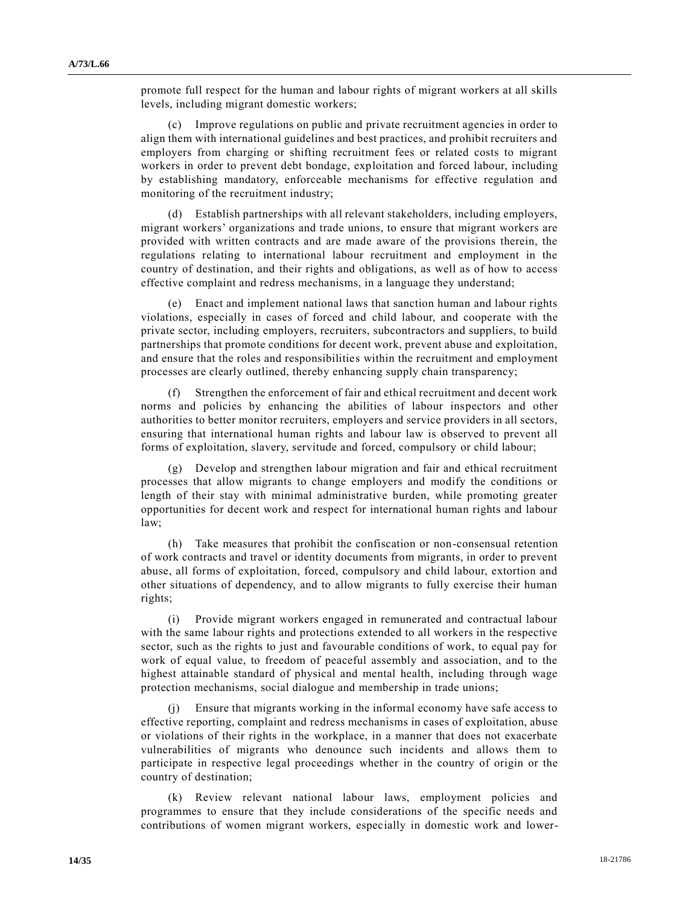promote full respect for the human and labour rights of migrant workers at all skills levels, including migrant domestic workers;

(c) Improve regulations on public and private recruitment agencies in order to align them with international guidelines and best practices, and prohibit recruiters and employers from charging or shifting recruitment fees or related costs to migrant workers in order to prevent debt bondage, exploitation and forced labour, including by establishing mandatory, enforceable mechanisms for effective regulation and monitoring of the recruitment industry;

(d) Establish partnerships with all relevant stakeholders, including employers, migrant workers' organizations and trade unions, to ensure that migrant workers are provided with written contracts and are made aware of the provisions therein, the regulations relating to international labour recruitment and employment in the country of destination, and their rights and obligations, as well as of how to access effective complaint and redress mechanisms, in a language they understand;

(e) Enact and implement national laws that sanction human and labour rights violations, especially in cases of forced and child labour, and cooperate with the private sector, including employers, recruiters, subcontractors and suppliers, to build partnerships that promote conditions for decent work, prevent abuse and exploitation, and ensure that the roles and responsibilities within the recruitment and employment processes are clearly outlined, thereby enhancing supply chain transparency;

(f) Strengthen the enforcement of fair and ethical recruitment and decent work norms and policies by enhancing the abilities of labour inspectors and other authorities to better monitor recruiters, employers and service providers in all sectors, ensuring that international human rights and labour law is observed to prevent all forms of exploitation, slavery, servitude and forced, compulsory or child labour;

(g) Develop and strengthen labour migration and fair and ethical recruitment processes that allow migrants to change employers and modify the conditions or length of their stay with minimal administrative burden, while promoting greater opportunities for decent work and respect for international human rights and labour law;

(h) Take measures that prohibit the confiscation or non-consensual retention of work contracts and travel or identity documents from migrants, in order to prevent abuse, all forms of exploitation, forced, compulsory and child labour, extortion and other situations of dependency, and to allow migrants to fully exercise their human rights;

(i) Provide migrant workers engaged in remunerated and contractual labour with the same labour rights and protections extended to all workers in the respective sector, such as the rights to just and favourable conditions of work, to equal pay for work of equal value, to freedom of peaceful assembly and association, and to the highest attainable standard of physical and mental health, including through wage protection mechanisms, social dialogue and membership in trade unions;

(j) Ensure that migrants working in the informal economy have safe access to effective reporting, complaint and redress mechanisms in cases of exploitation, abuse or violations of their rights in the workplace, in a manner that does not exacerbate vulnerabilities of migrants who denounce such incidents and allows them to participate in respective legal proceedings whether in the country of origin or the country of destination;

(k) Review relevant national labour laws, employment policies and programmes to ensure that they include considerations of the specific needs and contributions of women migrant workers, especially in domestic work and lower-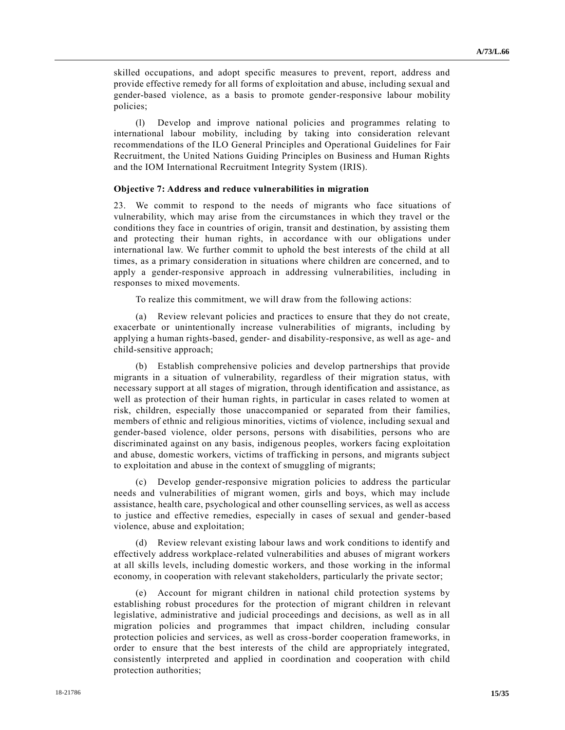skilled occupations, and adopt specific measures to prevent, report, address and provide effective remedy for all forms of exploitation and abuse, including sexual and gender-based violence, as a basis to promote gender-responsive labour mobility policies;

(l) Develop and improve national policies and programmes relating to international labour mobility, including by taking into consideration relevant recommendations of the ILO General Principles and Operational Guidelines for Fair Recruitment, the United Nations Guiding Principles on Business and Human Rights and the IOM International Recruitment Integrity System (IRIS).

**Objective 7: Address and reduce vulnerabilities in migration**

23. We commit to respond to the needs of migrants who face situations of vulnerability, which may arise from the circumstances in which they travel or the conditions they face in countries of origin, transit and destination, by assisting them and protecting their human rights, in accordance with our obligations under international law. We further commit to uphold the best interests of the child at all times, as a primary consideration in situations where children are concerned, and to apply a gender-responsive approach in addressing vulnerabilities, including in responses to mixed movements.

To realize this commitment, we will draw from the following actions:

(a) Review relevant policies and practices to ensure that they do not create, exacerbate or unintentionally increase vulnerabilities of migrants, including by applying a human rights-based, gender- and disability-responsive, as well as age- and child-sensitive approach;

(b) Establish comprehensive policies and develop partnerships that provide migrants in a situation of vulnerability, regardless of their migration status, with necessary support at all stages of migration, through identification and assistance, as well as protection of their human rights, in particular in cases related to women at risk, children, especially those unaccompanied or separated from their families, members of ethnic and religious minorities, victims of violence, including sexual and gender-based violence, older persons, persons with disabilities, persons who are discriminated against on any basis, indigenous peoples, workers facing exploitation and abuse, domestic workers, victims of trafficking in persons, and migrants subject to exploitation and abuse in the context of smuggling of migrants;

(c) Develop gender-responsive migration policies to address the particular needs and vulnerabilities of migrant women, girls and boys, which may include assistance, health care, psychological and other counselling services, as well as access to justice and effective remedies, especially in cases of sexual and gender-based violence, abuse and exploitation;

(d) Review relevant existing labour laws and work conditions to identify and effectively address workplace-related vulnerabilities and abuses of migrant workers at all skills levels, including domestic workers, and those working in the informal economy, in cooperation with relevant stakeholders, particularly the private sector;

(e) Account for migrant children in national child protection systems by establishing robust procedures for the protection of migrant children in relevant legislative, administrative and judicial proceedings and decisions, as well as in all migration policies and programmes that impact children, including consular protection policies and services, as well as cross-border cooperation frameworks, in order to ensure that the best interests of the child are appropriately integrated, consistently interpreted and applied in coordination and cooperation with child protection authorities;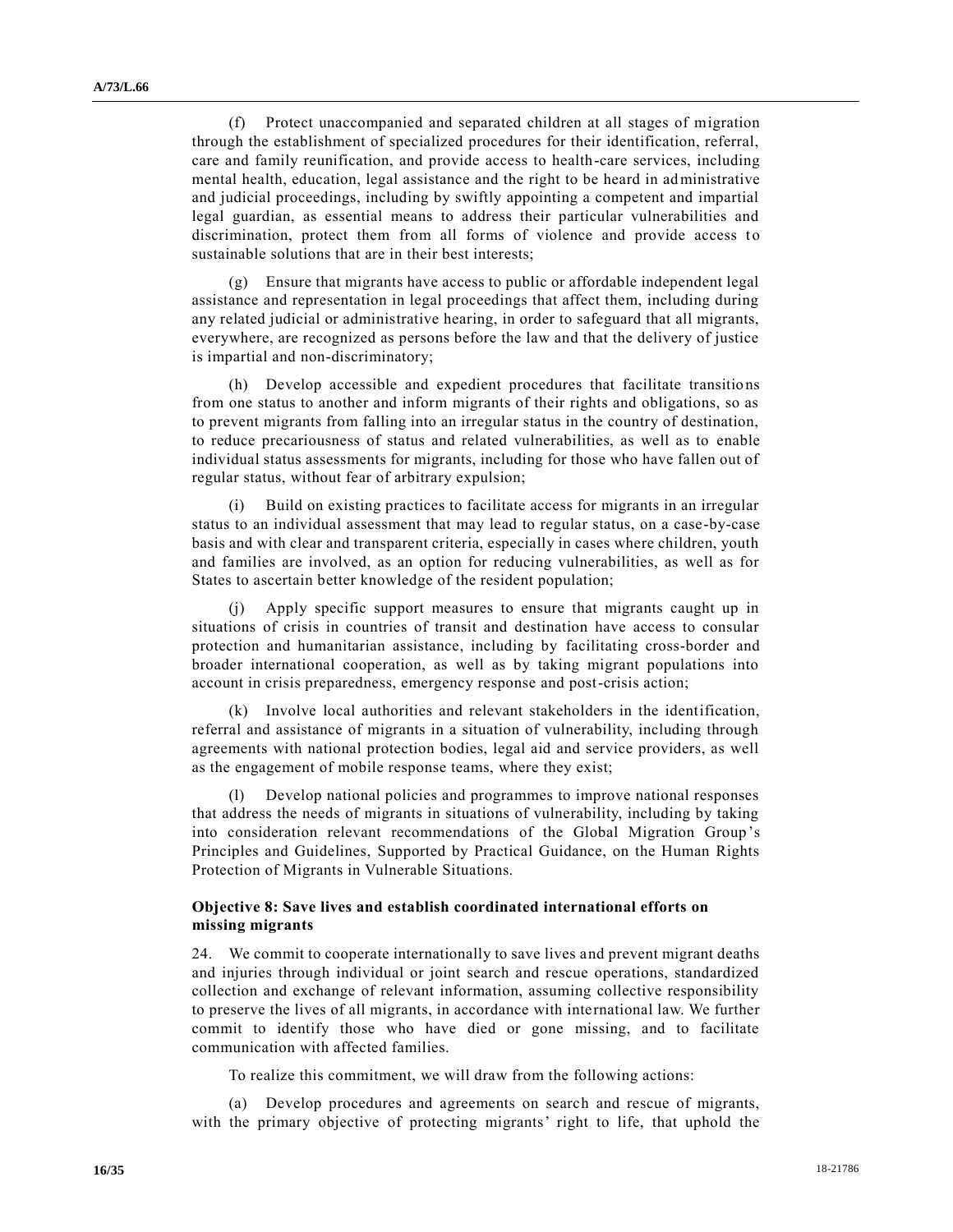(f) Protect unaccompanied and separated children at all stages of migration through the establishment of specialized procedures for their identification, referral, care and family reunification, and provide access to health-care services, including mental health, education, legal assistance and the right to be heard in administrative and judicial proceedings, including by swiftly appointing a competent and impartial legal guardian, as essential means to address their particular vulnerabilities and discrimination, protect them from all forms of violence and provide access to sustainable solutions that are in their best interests;

(g) Ensure that migrants have access to public or affordable independent legal assistance and representation in legal proceedings that affect them, including during any related judicial or administrative hearing, in order to safeguard that all migrants, everywhere, are recognized as persons before the law and that the delivery of justice is impartial and non-discriminatory;

(h) Develop accessible and expedient procedures that facilitate transitions from one status to another and inform migrants of their rights and obligations, so as to prevent migrants from falling into an irregular status in the country of destination, to reduce precariousness of status and related vulnerabilities, as well as to enable individual status assessments for migrants, including for those who have fallen out of regular status, without fear of arbitrary expulsion;

(i) Build on existing practices to facilitate access for migrants in an irregular status to an individual assessment that may lead to regular status, on a case-by-case basis and with clear and transparent criteria, especially in cases where children, youth and families are involved, as an option for reducing vulnerabilities, as well as for States to ascertain better knowledge of the resident population;

(j) Apply specific support measures to ensure that migrants caught up in situations of crisis in countries of transit and destination have access to consular protection and humanitarian assistance, including by facilitating cross-border and broader international cooperation, as well as by taking migrant populations into account in crisis preparedness, emergency response and post-crisis action;

(k) Involve local authorities and relevant stakeholders in the identification, referral and assistance of migrants in a situation of vulnerability, including through agreements with national protection bodies, legal aid and service providers, as well as the engagement of mobile response teams, where they exist;

(l) Develop national policies and programmes to improve national responses that address the needs of migrants in situations of vulnerability, including by taking into consideration relevant recommendations of the Global Migration Group's Principles and Guidelines, Supported by Practical Guidance, on the Human Rights Protection of Migrants in Vulnerable Situations.

### Objective 8: Save lives and establish coordinated international efforts on missing migrants

24. We commit to cooperate internationally to save lives and prevent migrant deaths and injuries through individual or joint search and rescue operations, standardized collection and exchange of relevant information, assuming collective responsibility to preserve the lives of all migrants, in accordance with international law. We further commit to identify those who have died or gone missing, and to facilitate communication with affected families.

To realize this commitment, we will draw from the following actions:

(a) Develop procedures and agreements on search and rescue of migrants, with the primary objective of protecting migrants' right to life, that uphold the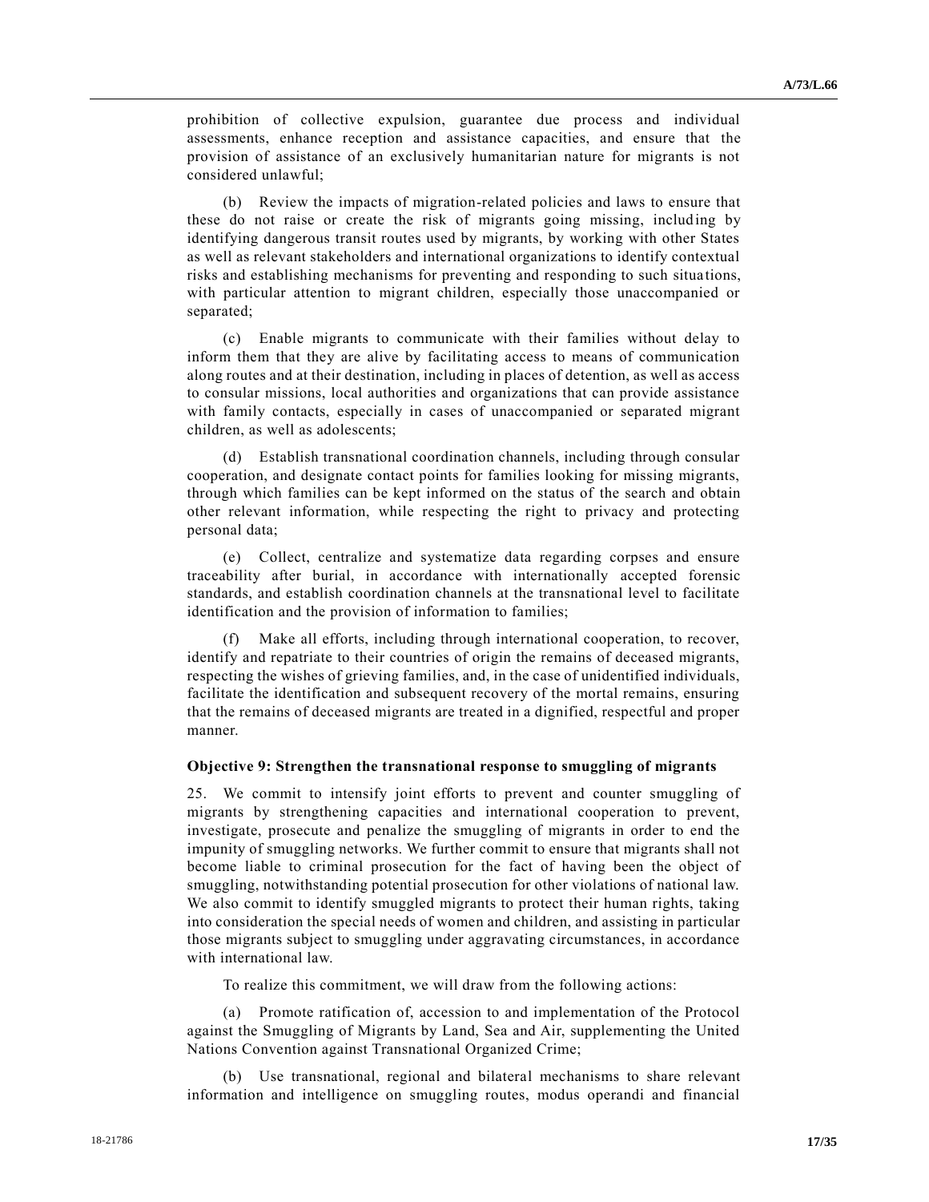prohibition of collective expulsion, guarantee due process and individual assessments, enhance reception and assistance capacities, and ensure that the provision of assistance of an exclusively humanitarian nature for migrants is not considered unlawful;

(b) Review the impacts of migration-related policies and laws to ensure that these do not raise or create the risk of migrants going missing, including by identifying dangerous transit routes used by migrants, by working with other States as well as relevant stakeholders and international organizations to identify contextual risks and establishing mechanisms for preventing and responding to such situations, with particular attention to migrant children, especially those unaccompanied or separated;

(c) Enable migrants to communicate with their families without delay to inform them that they are alive by facilitating access to means of communication along routes and at their destination, including in places of detention, as well as access to consular missions, local authorities and organizations that can provide assistance with family contacts, especially in cases of unaccompanied or separated migrant children, as well as adolescents;

(d) Establish transnational coordination channels, including through consular cooperation, and designate contact points for families looking for missing migrants, through which families can be kept informed on the status of the search and obtain other relevant information, while respecting the right to privacy and protecting personal data;

(e) Collect, centralize and systematize data regarding corpses and ensure traceability after burial, in accordance with internationally accepted forensic standards, and establish coordination channels at the transnational level to facilitate identification and the provision of information to families;

(f) Make all efforts, including through international cooperation, to recover, identify and repatriate to their countries of origin the remains of deceased migrants, respecting the wishes of grieving families, and, in the case of unidentified individuals, facilitate the identification and subsequent recovery of the mortal remains, ensuring that the remains of deceased migrants are treated in a dignified, respectful and proper manner.

**Objective 9: Strengthen the transnational response to smuggling of migrants**

25. We commit to intensify joint efforts to prevent and counter smuggling of migrants by strengthening capacities and international cooperation to prevent, investigate, prosecute and penalize the smuggling of migrants in order to end the impunity of smuggling networks. We further commit to ensure that migrants shall not become liable to criminal prosecution for the fact of having been the object of smuggling, notwithstanding potential prosecution for other violations of national law. We also commit to identify smuggled migrants to protect their human rights, taking into consideration the special needs of women and children, and assisting in particular those migrants subject to smuggling under aggravating circumstances, in accordance with international law.

To realize this commitment, we will draw from the following actions:

(a) Promote ratification of, accession to and implementation of the Protocol against the Smuggling of Migrants by Land, Sea and Air, supplementing the United Nations Convention against Transnational Organized Crime;

(b) Use transnational, regional and bilateral mechanisms to share relevant information and intelligence on smuggling routes, modus operandi and financial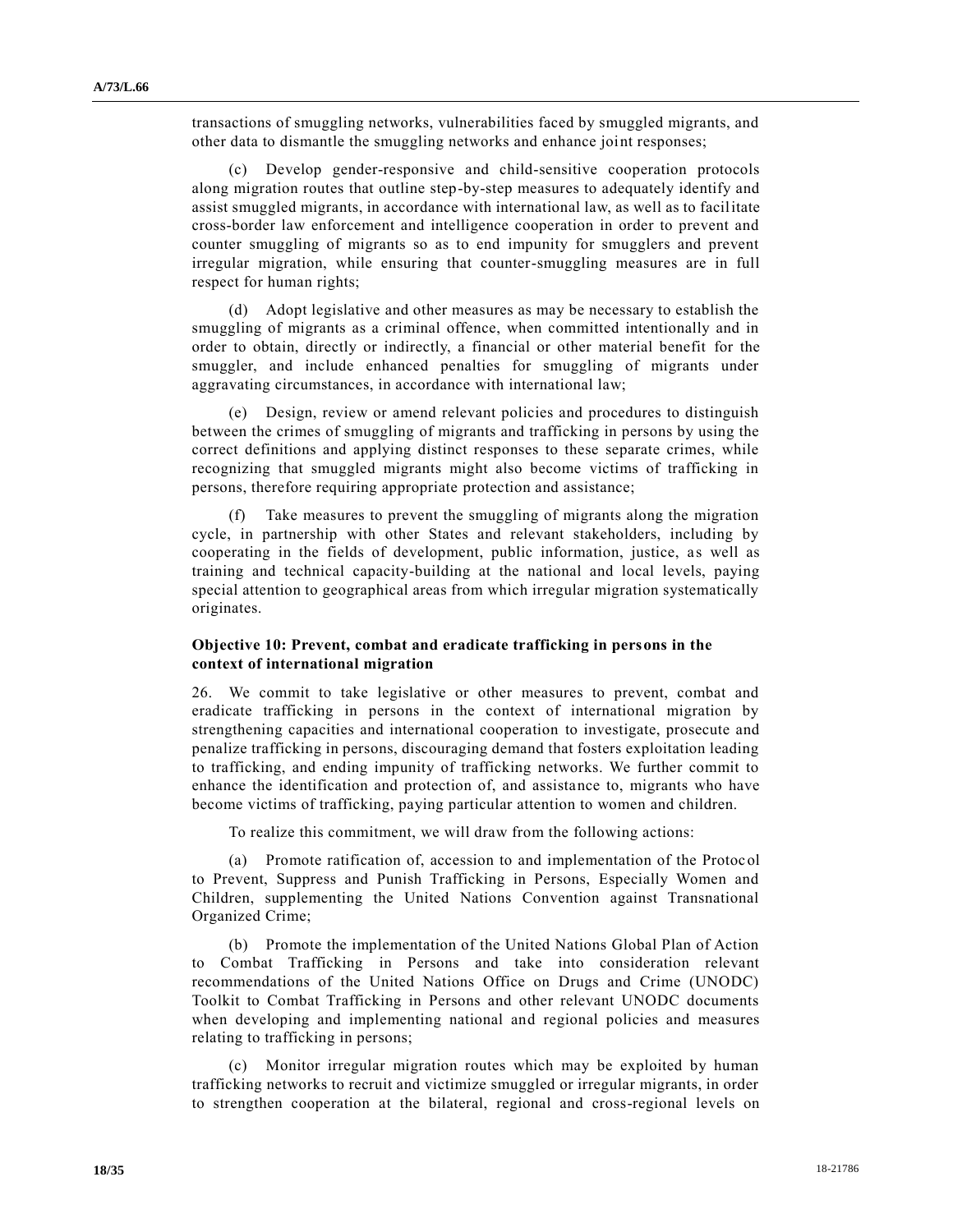transactions of smuggling networks, vulnerabilities faced by smuggled migrants, and other data to dismantle the smuggling networks and enhance joint responses;

(c) Develop gender-responsive and child-sensitive cooperation protocols along migration routes that outline step-by-step measures to adequately identify and assist smuggled migrants, in accordance with international law, as well as to facilitate cross-border law enforcement and intelligence cooperation in order to prevent and counter smuggling of migrants so as to end impunity for smugglers and prevent irregular migration, while ensuring that counter-smuggling measures are in full respect for human rights;

(d) Adopt legislative and other measures as may be necessary to establish the smuggling of migrants as a criminal offence, when committed intentionally and in order to obtain, directly or indirectly, a financial or other material benefit for the smuggler, and include enhanced penalties for smuggling of migrants under aggravating circumstances, in accordance with international law;

(e) Design, review or amend relevant policies and procedures to distinguish between the crimes of smuggling of migrants and trafficking in persons by using the correct definitions and applying distinct responses to these separate crimes, while recognizing that smuggled migrants might also become victims of trafficking in persons, therefore requiring appropriate protection and assistance;

(f) Take measures to prevent the smuggling of migrants along the migration cycle, in partnership with other States and relevant stakeholders, including by cooperating in the fields of development, public information, justice, as well as training and technical capacity-building at the national and local levels, paying special attention to geographical areas from which irregular migration systematically originates.

### Objective 10: Prevent, combat and eradicate trafficking in persons in the context of international migration

26. We commit to take legislative or other measures to prevent, combat and eradicate trafficking in persons in the context of international migration by strengthening capacities and international cooperation to investigate, prosecute and penalize trafficking in persons, discouraging demand that fosters exploitation leading to trafficking, and ending impunity of trafficking networks. We further commit to enhance the identification and protection of, and assistance to, migrants who have become victims of trafficking, paying particular attention to women and children.

To realize this commitment, we will draw from the following actions:

(a) Promote ratification of, accession to and implementation of the Protocol to Prevent, Suppress and Punish Trafficking in Persons, Especially Women and Children, supplementing the United Nations Convention against Transnational Organized Crime;

(b) Promote the implementation of the United Nations Global Plan of Action to Combat Trafficking in Persons and take into consideration relevant recommendations of the United Nations Office on Drugs and Crime (UNODC) Toolkit to Combat Trafficking in Persons and other relevant UNODC documents when developing and implementing national and regional policies and measures relating to trafficking in persons;

(c) Monitor irregular migration routes which may be exploited by human trafficking networks to recruit and victimize smuggled or irregular migrants, in order to strengthen cooperation at the bilateral, regional and cross-regional levels on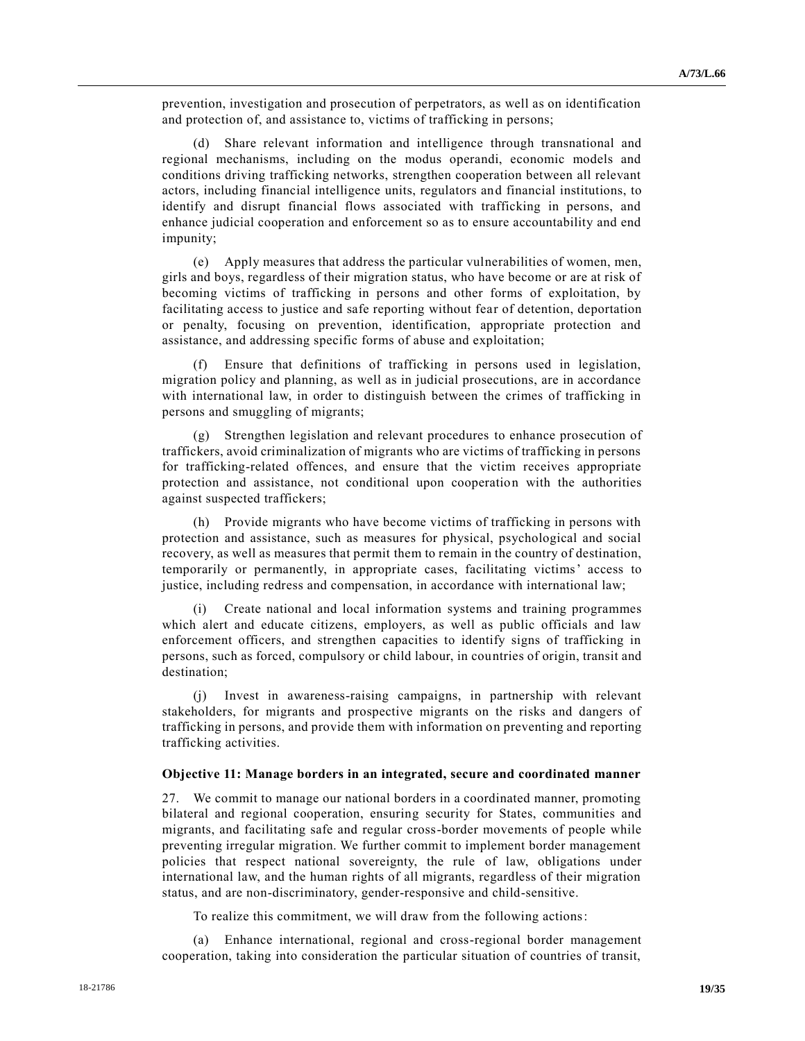prevention, investigation and prosecution of perpetrators, as well as on identification and protection of, and assistance to, victims of trafficking in persons;

(d) Share relevant information and intelligence through transnational and regional mechanisms, including on the modus operandi, economic models and conditions driving trafficking networks, strengthen cooperation between all relevant actors, including financial intelligence units, regulators and financial institutions, to identify and disrupt financial flows associated with trafficking in persons, and enhance judicial cooperation and enforcement so as to ensure accountability and end impunity;

(e) Apply measures that address the particular vulnerabilities of women, men, girls and boys, regardless of their migration status, who have become or are at risk of becoming victims of trafficking in persons and other forms of exploitation, by facilitating access to justice and safe reporting without fear of detention, deportation or penalty, focusing on prevention, identification, appropriate protection and assistance, and addressing specific forms of abuse and exploitation;

(f) Ensure that definitions of trafficking in persons used in legislation, migration policy and planning, as well as in judicial prosecutions, are in accordance with international law, in order to distinguish between the crimes of trafficking in persons and smuggling of migrants;

(g) Strengthen legislation and relevant procedures to enhance prosecution of traffickers, avoid criminalization of migrants who are victims of trafficking in persons for trafficking-related offences, and ensure that the victim receives appropriate protection and assistance, not conditional upon cooperation with the authorities against suspected traffickers;

(h) Provide migrants who have become victims of trafficking in persons with protection and assistance, such as measures for physical, psychological and social recovery, as well as measures that permit them to remain in the country of destination, temporarily or permanently, in appropriate cases, facilitating victims' access to justice, including redress and compensation, in accordance with international law;

(i) Create national and local information systems and training programmes which alert and educate citizens, employers, as well as public officials and law enforcement officers, and strengthen capacities to identify signs of trafficking in persons, such as forced, compulsory or child labour, in countries of origin, transit and destination;

(j) Invest in awareness-raising campaigns, in partnership with relevant stakeholders, for migrants and prospective migrants on the risks and dangers of trafficking in persons, and provide them with information on preventing and reporting trafficking activities.

**Objective 11: Manage borders in an integrated, secure and coordinated manner**

27. We commit to manage our national borders in a coordinated manner, promoting bilateral and regional cooperation, ensuring security for States, communities and migrants, and facilitating safe and regular cross-border movements of people while preventing irregular migration. We further commit to implement border management policies that respect national sovereignty, the rule of law, obligations under international law, and the human rights of all migrants, regardless of their migration status, and are non-discriminatory, gender-responsive and child-sensitive.

To realize this commitment, we will draw from the following actions:

(a) Enhance international, regional and cross-regional border management cooperation, taking into consideration the particular situation of countries of transit,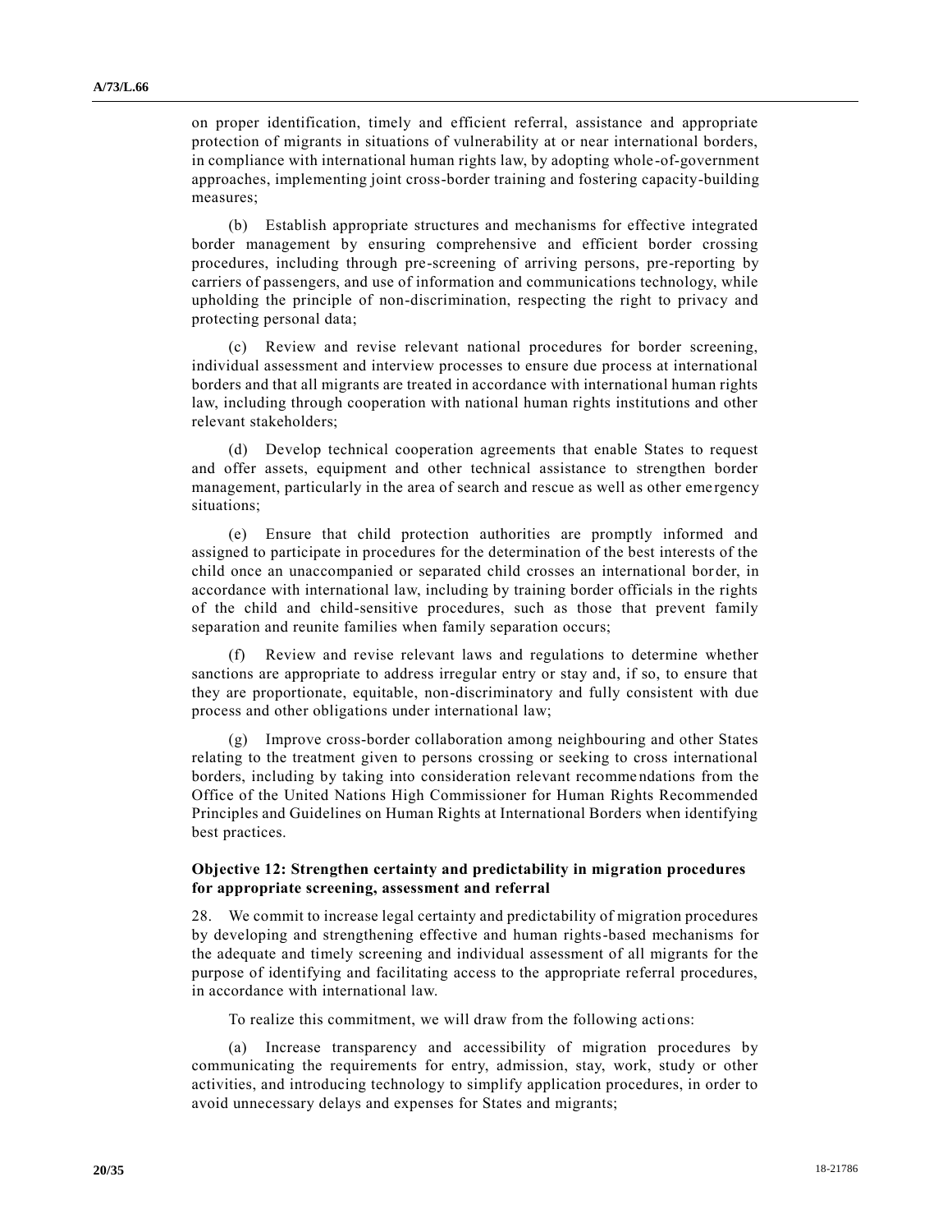on proper identification, timely and efficient referral, assistance and appropriate protection of migrants in situations of vulnerability at or near international borders, in compliance with international human rights law, by adopting whole-of-government approaches, implementing joint cross-border training and fostering capacity-building measures;

(b) Establish appropriate structures and mechanisms for effective integrated border management by ensuring comprehensive and efficient border crossing procedures, including through pre-screening of arriving persons, pre-reporting by carriers of passengers, and use of information and communications technology, while upholding the principle of non-discrimination, respecting the right to privacy and protecting personal data;

(c) Review and revise relevant national procedures for border screening, individual assessment and interview processes to ensure due process at international borders and that all migrants are treated in accordance with international human rights law, including through cooperation with national human rights institutions and other relevant stakeholders;

(d) Develop technical cooperation agreements that enable States to request and offer assets, equipment and other technical assistance to strengthen border management, particularly in the area of search and rescue as well as other emergency situations;

(e) Ensure that child protection authorities are promptly informed and assigned to participate in procedures for the determination of the best interests of the child once an unaccompanied or separated child crosses an international border, in accordance with international law, including by training border officials in the rights of the child and child-sensitive procedures, such as those that prevent family separation and reunite families when family separation occurs;

(f) Review and revise relevant laws and regulations to determine whether sanctions are appropriate to address irregular entry or stay and, if so, to ensure that they are proportionate, equitable, non-discriminatory and fully consistent with due process and other obligations under international law;

(g) Improve cross-border collaboration among neighbouring and other States relating to the treatment given to persons crossing or seeking to cross international borders, including by taking into consideration relevant recommendations from the Office of the United Nations High Commissioner for Human Rights Recommended Principles and Guidelines on Human Rights at International Borders when identifying best practices.

### Objective 12: Strengthen certainty and predictability in migration procedures for appropriate screening, assessment and referral

28. We commit to increase legal certainty and predictability of migration procedures by developing and strengthening effective and human rights-based mechanisms for the adequate and timely screening and individual assessment of all migrants for the purpose of identifying and facilitating access to the appropriate referral procedures, in accordance with international law.

To realize this commitment, we will draw from the following actions:

(a) Increase transparency and accessibility of migration procedures by communicating the requirements for entry, admission, stay, work, study or other activities, and introducing technology to simplify application procedures, in order to avoid unnecessary delays and expenses for States and migrants;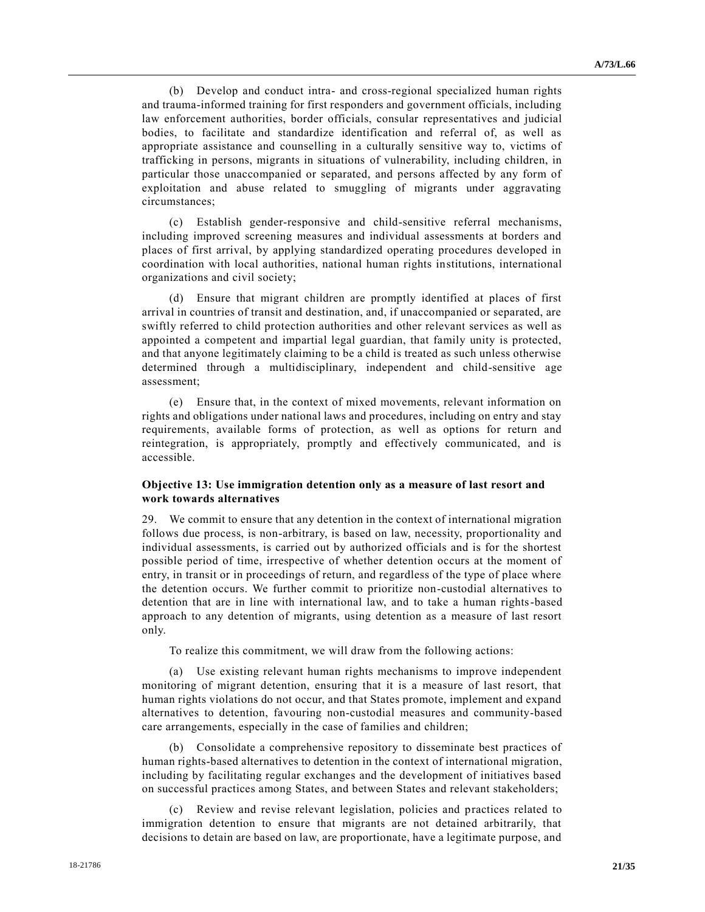(b) Develop and conduct intra- and cross-regional specialized human rights and trauma-informed training for first responders and government officials, including law enforcement authorities, border officials, consular representatives and judicial bodies, to facilitate and standardize identification and referral of, as well as appropriate assistance and counselling in a culturally sensitive way to, victims of trafficking in persons, migrants in situations of vulnerability, including children, in particular those unaccompanied or separated, and persons affected by any form of exploitation and abuse related to smuggling of migrants under aggravating circumstances;

(c) Establish gender-responsive and child-sensitive referral mechanisms, including improved screening measures and individual assessments at borders and places of first arrival, by applying standardized operating procedures developed in coordination with local authorities, national human rights institutions, international organizations and civil society;

(d) Ensure that migrant children are promptly identified at places of first arrival in countries of transit and destination, and, if unaccompanied or separated, are swiftly referred to child protection authorities and other relevant services as well as appointed a competent and impartial legal guardian, that family unity is protected, and that anyone legitimately claiming to be a child is treated as such unless otherwise determined through a multidisciplinary, independent and child-sensitive age assessment;

(e) Ensure that, in the context of mixed movements, relevant information on rights and obligations under national laws and procedures, including on entry and stay requirements, available forms of protection, as well as options for return and reintegration, is appropriately, promptly and effectively communicated, and is accessible.

### Objective 13: Use immigration detention only as a measure of last resort and work towards alternatives

29. We commit to ensure that any detention in the context of international migration follows due process, is non-arbitrary, is based on law, necessity, proportionality and individual assessments, is carried out by authorized officials and is for the shortest possible period of time, irrespective of whether detention occurs at the moment of entry, in transit or in proceedings of return, and regardless of the type of place where the detention occurs. We further commit to prioritize non-custodial alternatives to detention that are in line with international law, and to take a human rights-based approach to any detention of migrants, using detention as a measure of last resort only.

To realize this commitment, we will draw from the following actions:

(a) Use existing relevant human rights mechanisms to improve independent monitoring of migrant detention, ensuring that it is a measure of last resort, that human rights violations do not occur, and that States promote, implement and expand alternatives to detention, favouring non-custodial measures and community-based care arrangements, especially in the case of families and children;

(b) Consolidate a comprehensive repository to disseminate best practices of human rights-based alternatives to detention in the context of international migration, including by facilitating regular exchanges and the development of initiatives based on successful practices among States, and between States and relevant stakeholders;

(c) Review and revise relevant legislation, policies and practices related to immigration detention to ensure that migrants are not detained arbitrarily, that decisions to detain are based on law, are proportionate, have a legitimate purpose, and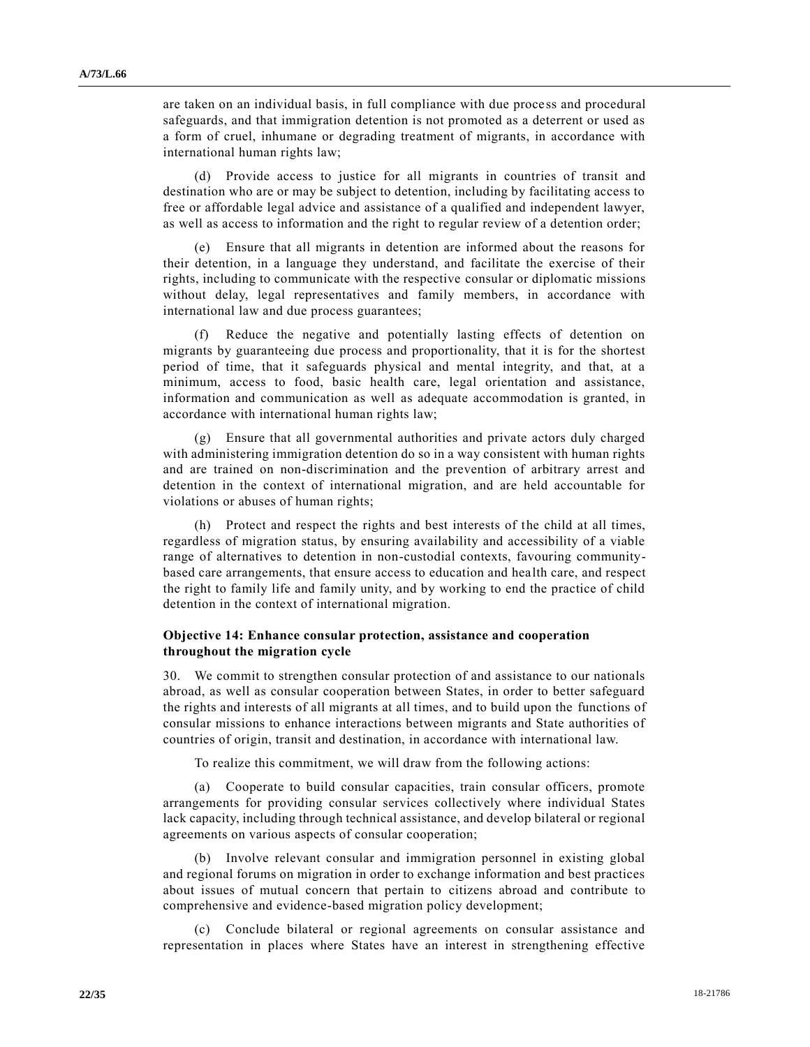are taken on an individual basis, in full compliance with due process and procedural safeguards, and that immigration detention is not promoted as a deterrent or used as a form of cruel, inhumane or degrading treatment of migrants, in accordance with international human rights law;

(d) Provide access to justice for all migrants in countries of transit and destination who are or may be subject to detention, including by facilitating access to free or affordable legal advice and assistance of a qualified and independent lawyer, as well as access to information and the right to regular review of a detention order;

(e) Ensure that all migrants in detention are informed about the reasons for their detention, in a language they understand, and facilitate the exercise of their rights, including to communicate with the respective consular or diplomatic missions without delay, legal representatives and family members, in accordance with international law and due process guarantees;

(f) Reduce the negative and potentially lasting effects of detention on migrants by guaranteeing due process and proportionality, that it is for the shortest period of time, that it safeguards physical and mental integrity, and that, at a minimum, access to food, basic health care, legal orientation and assistance, information and communication as well as adequate accommodation is granted, in accordance with international human rights law;

(g) Ensure that all governmental authorities and private actors duly charged with administering immigration detention do so in a way consistent with human rights and are trained on non-discrimination and the prevention of arbitrary arrest and detention in the context of international migration, and are held accountable for violations or abuses of human rights;

(h) Protect and respect the rights and best interests of the child at all times, regardless of migration status, by ensuring availability and accessibility of a viable range of alternatives to detention in non-custodial contexts, favouring community-based care arrangements, that ensure access to education and health care, and respect the right to family life and family unity, and by working to end the practice of child detention in the context of international migration.

### Objective 14: Enhance consular protection, assistance and cooperation throughout the migration cycle

30. We commit to strengthen consular protection of and assistance to our nationals abroad, as well as consular cooperation between States, in order to better safeguard the rights and interests of all migrants at all times, and to build upon the functions of consular missions to enhance interactions between migrants and State authorities of countries of origin, transit and destination, in accordance with international law.

To realize this commitment, we will draw from the following actions:

(a) Cooperate to build consular capacities, train consular officers, promote arrangements for providing consular services collectively where individual States lack capacity, including through technical assistance, and develop bilateral or regional agreements on various aspects of consular cooperation;

(b) Involve relevant consular and immigration personnel in existing global and regional forums on migration in order to exchange information and best practices about issues of mutual concern that pertain to citizens abroad and contribute to comprehensive and evidence-based migration policy development;

(c) Conclude bilateral or regional agreements on consular assistance and representation in places where States have an interest in strengthening effective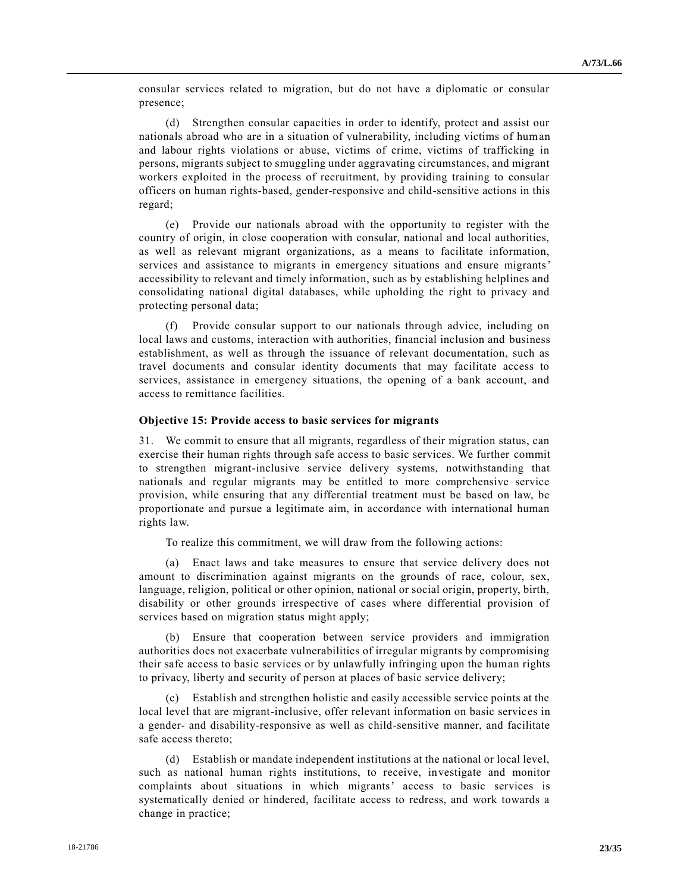consular services related to migration, but do not have a diplomatic or consular presence;

(d) Strengthen consular capacities in order to identify, protect and assist our nationals abroad who are in a situation of vulnerability, including victims of human and labour rights violations or abuse, victims of crime, victims of trafficking in persons, migrants subject to smuggling under aggravating circumstances, and migrant workers exploited in the process of recruitment, by providing training to consular officers on human rights-based, gender-responsive and child-sensitive actions in this regard;

(e) Provide our nationals abroad with the opportunity to register with the country of origin, in close cooperation with consular, national and local authorities, as well as relevant migrant organizations, as a means to facilitate information, services and assistance to migrants in emergency situations and ensure migrants' accessibility to relevant and timely information, such as by establishing helplines and consolidating national digital databases, while upholding the right to privacy and protecting personal data;

(f) Provide consular support to our nationals through advice, including on local laws and customs, interaction with authorities, financial inclusion and business establishment, as well as through the issuance of relevant documentation, such as travel documents and consular identity documents that may facilitate access to services, assistance in emergency situations, the opening of a bank account, and access to remittance facilities.

**Objective 15: Provide access to basic services for migrants**

31. We commit to ensure that all migrants, regardless of their migration status, can exercise their human rights through safe access to basic services. We further commit to strengthen migrant-inclusive service delivery systems, notwithstanding that nationals and regular migrants may be entitled to more comprehensive service provision, while ensuring that any differential treatment must be based on law, be proportionate and pursue a legitimate aim, in accordance with international human rights law.

To realize this commitment, we will draw from the following actions:

(a) Enact laws and take measures to ensure that service delivery does not amount to discrimination against migrants on the grounds of race, colour, sex, language, religion, political or other opinion, national or social origin, property, birth, disability or other grounds irrespective of cases where differential provision of services based on migration status might apply;

(b) Ensure that cooperation between service providers and immigration authorities does not exacerbate vulnerabilities of irregular migrants by compromising their safe access to basic services or by unlawfully infringing upon the human rights to privacy, liberty and security of person at places of basic service delivery;

(c) Establish and strengthen holistic and easily accessible service points at the local level that are migrant-inclusive, offer relevant information on basic services in a gender- and disability-responsive as well as child-sensitive manner, and facilitate safe access thereto;

(d) Establish or mandate independent institutions at the national or local level, such as national human rights institutions, to receive, investigate and monitor complaints about situations in which migrants' access to basic services is systematically denied or hindered, facilitate access to redress, and work towards a change in practice;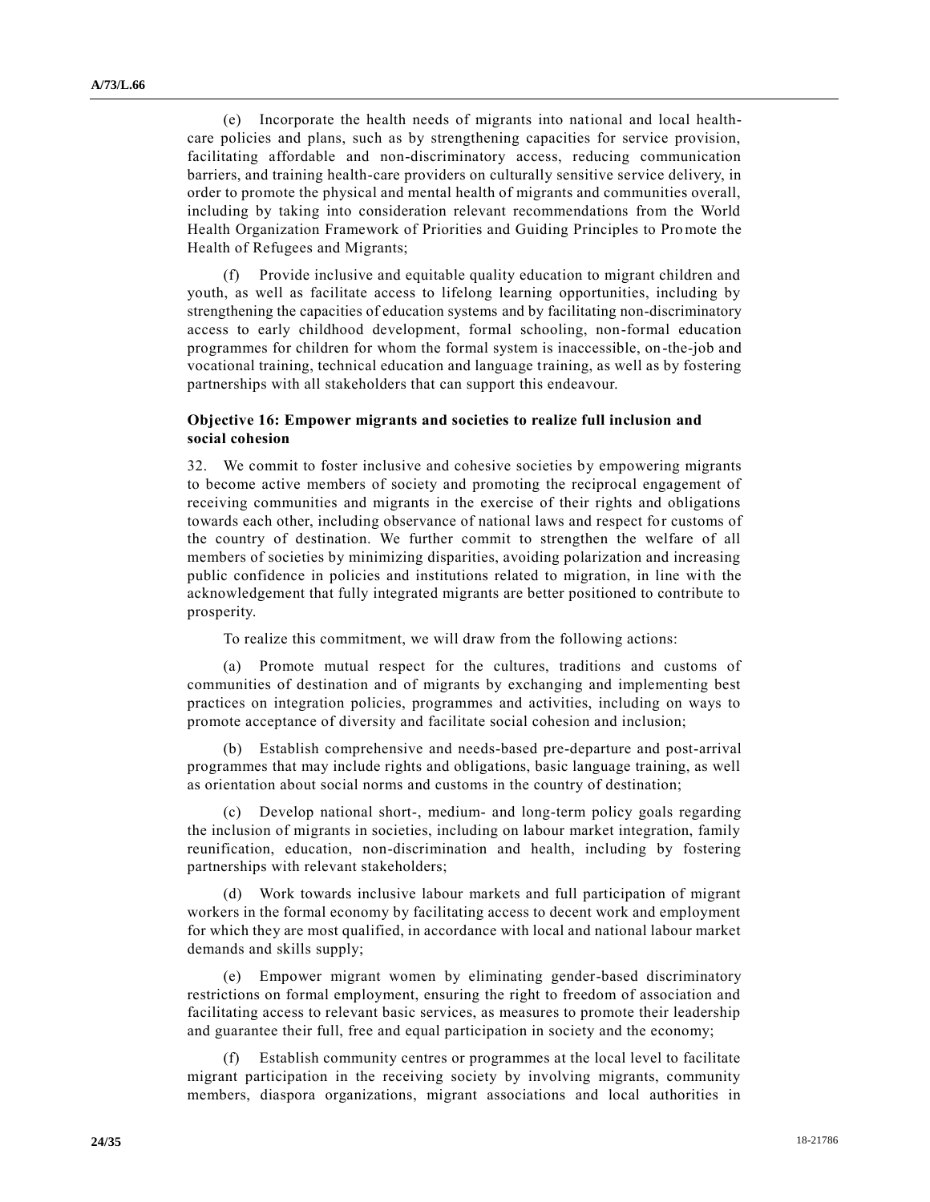(e) Incorporate the health needs of migrants into national and local health-care policies and plans, such as by strengthening capacities for service provision, facilitating affordable and non-discriminatory access, reducing communication barriers, and training health-care providers on culturally sensitive service delivery, in order to promote the physical and mental health of migrants and communities overall, including by taking into consideration relevant recommendations from the World Health Organization Framework of Priorities and Guiding Principles to Promote the Health of Refugees and Migrants;

(f) Provide inclusive and equitable quality education to migrant children and youth, as well as facilitate access to lifelong learning opportunities, including by strengthening the capacities of education systems and by facilitating non-discriminatory access to early childhood development, formal schooling, non-formal education programmes for children for whom the formal system is inaccessible, on-the-job and vocational training, technical education and language training, as well as by fostering partnerships with all stakeholders that can support this endeavour.

### Objective 16: Empower migrants and societies to realize full inclusion and social cohesion

32. We commit to foster inclusive and cohesive societies by empowering migrants to become active members of society and promoting the reciprocal engagement of receiving communities and migrants in the exercise of their rights and obligations towards each other, including observance of national laws and respect for customs of the country of destination. We further commit to strengthen the welfare of all members of societies by minimizing disparities, avoiding polarization and increasing public confidence in policies and institutions related to migration, in line with the acknowledgement that fully integrated migrants are better positioned to contribute to prosperity.

To realize this commitment, we will draw from the following actions:

(a) Promote mutual respect for the cultures, traditions and customs of communities of destination and of migrants by exchanging and implementing best practices on integration policies, programmes and activities, including on ways to promote acceptance of diversity and facilitate social cohesion and inclusion;

(b) Establish comprehensive and needs-based pre-departure and post-arrival programmes that may include rights and obligations, basic language training, as well as orientation about social norms and customs in the country of destination;

(c) Develop national short-, medium- and long-term policy goals regarding the inclusion of migrants in societies, including on labour market integration, family reunification, education, non-discrimination and health, including by fostering partnerships with relevant stakeholders;

(d) Work towards inclusive labour markets and full participation of migrant workers in the formal economy by facilitating access to decent work and employment for which they are most qualified, in accordance with local and national labour market demands and skills supply;

(e) Empower migrant women by eliminating gender-based discriminatory restrictions on formal employment, ensuring the right to freedom of association and facilitating access to relevant basic services, as measures to promote their leadership and guarantee their full, free and equal participation in society and the economy;

(f) Establish community centres or programmes at the local level to facilitate migrant participation in the receiving society by involving migrants, community members, diaspora organizations, migrant associations and local authorities in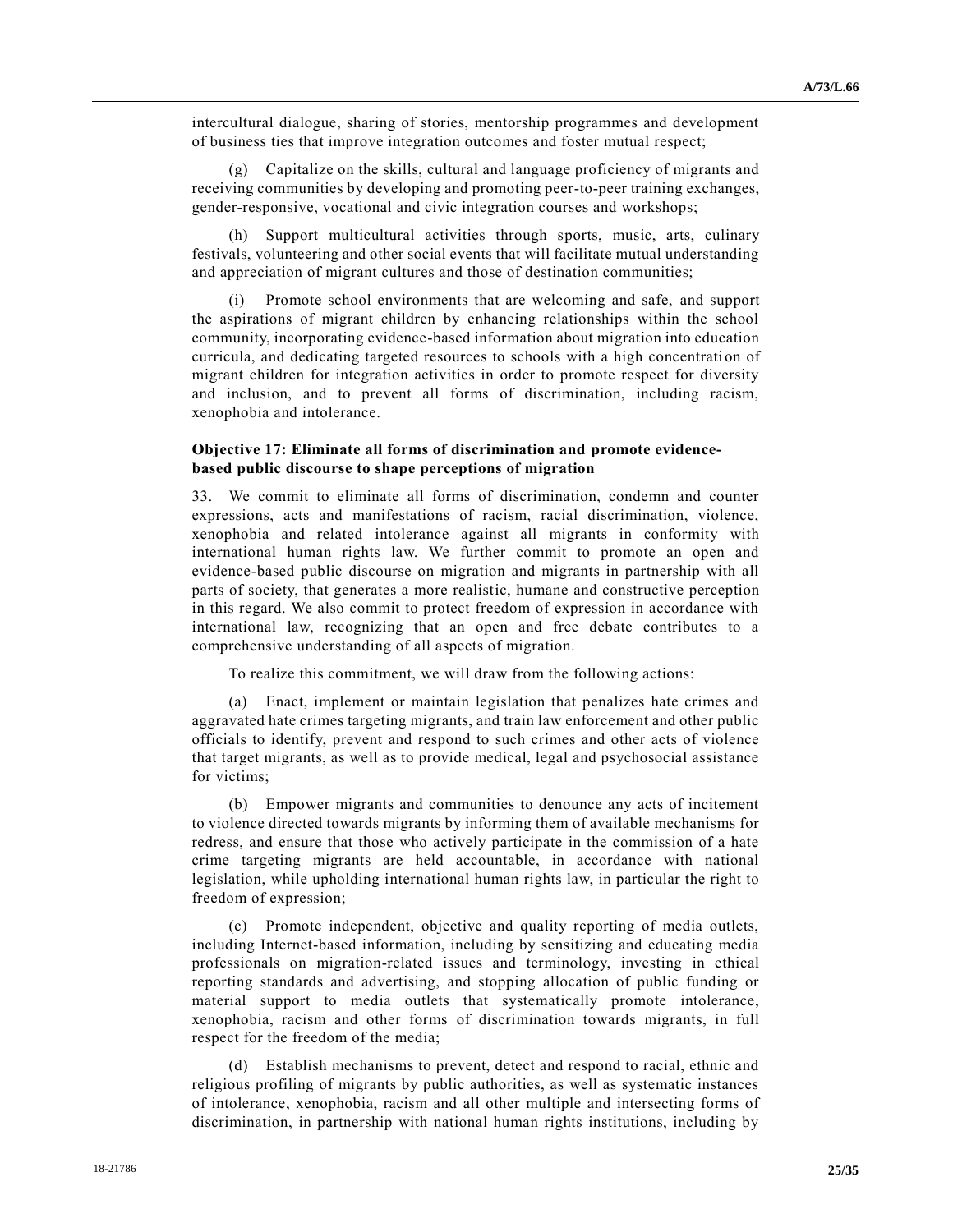intercultural dialogue, sharing of stories, mentorship programmes and development of business ties that improve integration outcomes and foster mutual respect;

(g) Capitalize on the skills, cultural and language proficiency of migrants and receiving communities by developing and promoting peer-to-peer training exchanges, gender-responsive, vocational and civic integration courses and workshops;

(h) Support multicultural activities through sports, music, arts, culinary festivals, volunteering and other social events that will facilitate mutual understanding and appreciation of migrant cultures and those of destination communities;

(i) Promote school environments that are welcoming and safe, and support the aspirations of migrant children by enhancing relationships within the school community, incorporating evidence-based information about migration into education curricula, and dedicating targeted resources to schools with a high concentration of migrant children for integration activities in order to promote respect for diversity and inclusion, and to prevent all forms of discrimination, including racism, xenophobia and intolerance.

### Objective 17: Eliminate all forms of discrimination and promote evidence-based public discourse to shape perceptions of migration

33. We commit to eliminate all forms of discrimination, condemn and counter expressions, acts and manifestations of racism, racial discrimination, violence, xenophobia and related intolerance against all migrants in conformity with international human rights law. We further commit to promote an open and evidence-based public discourse on migration and migrants in partnership with all parts of society, that generates a more realistic, humane and constructive perception in this regard. We also commit to protect freedom of expression in accordance with international law, recognizing that an open and free debate contributes to a comprehensive understanding of all aspects of migration.

To realize this commitment, we will draw from the following actions:

(a) Enact, implement or maintain legislation that penalizes hate crimes and aggravated hate crimes targeting migrants, and train law enforcement and other public officials to identify, prevent and respond to such crimes and other acts of violence that target migrants, as well as to provide medical, legal and psychosocial assistance for victims;

(b) Empower migrants and communities to denounce any acts of incitement to violence directed towards migrants by informing them of available mechanisms for redress, and ensure that those who actively participate in the commission of a hate crime targeting migrants are held accountable, in accordance with national legislation, while upholding international human rights law, in particular the right to freedom of expression;

(c) Promote independent, objective and quality reporting of media outlets, including Internet-based information, including by sensitizing and educating media professionals on migration-related issues and terminology, investing in ethical reporting standards and advertising, and stopping allocation of public funding or material support to media outlets that systematically promote intolerance, xenophobia, racism and other forms of discrimination towards migrants, in full respect for the freedom of the media;

(d) Establish mechanisms to prevent, detect and respond to racial, ethnic and religious profiling of migrants by public authorities, as well as systematic instances of intolerance, xenophobia, racism and all other multiple and intersecting forms of discrimination, in partnership with national human rights institutions, including by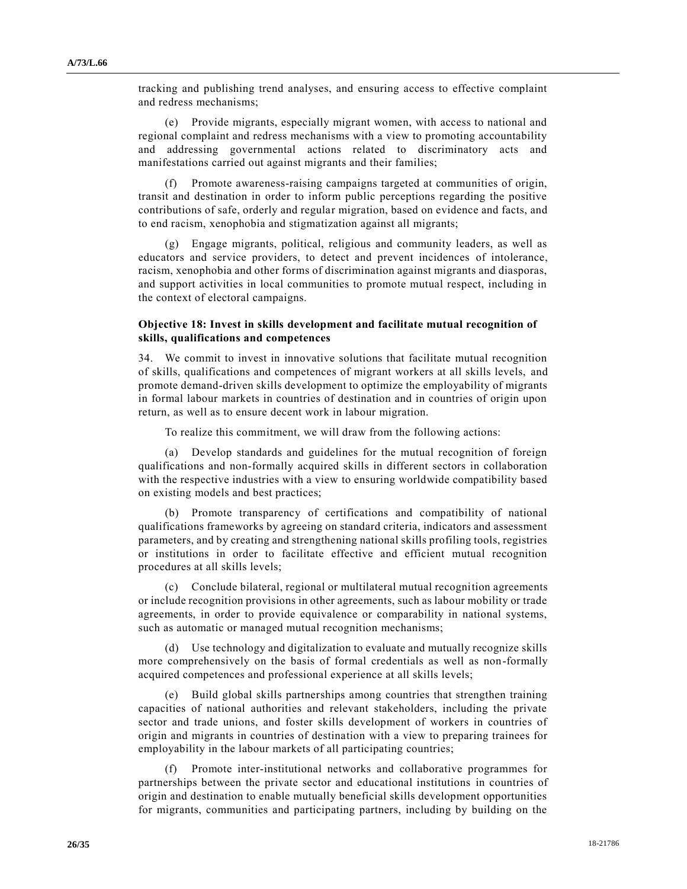tracking and publishing trend analyses, and ensuring access to effective complaint and redress mechanisms;

(e) Provide migrants, especially migrant women, with access to national and regional complaint and redress mechanisms with a view to promoting accountability and addressing governmental actions related to discriminatory acts and manifestations carried out against migrants and their families;

(f) Promote awareness-raising campaigns targeted at communities of origin, transit and destination in order to inform public perceptions regarding the positive contributions of safe, orderly and regular migration, based on evidence and facts, and to end racism, xenophobia and stigmatization against all migrants;

(g) Engage migrants, political, religious and community leaders, as well as educators and service providers, to detect and prevent incidences of intolerance, racism, xenophobia and other forms of discrimination against migrants and diasporas, and support activities in local communities to promote mutual respect, including in the context of electoral campaigns.

### Objective 18: Invest in skills development and facilitate mutual recognition of skills, qualifications and competences

34. We commit to invest in innovative solutions that facilitate mutual recognition of skills, qualifications and competences of migrant workers at all skills levels, and promote demand-driven skills development to optimize the employability of migrants in formal labour markets in countries of destination and in countries of origin upon return, as well as to ensure decent work in labour migration.

To realize this commitment, we will draw from the following actions:

(a) Develop standards and guidelines for the mutual recognition of foreign qualifications and non-formally acquired skills in different sectors in collaboration with the respective industries with a view to ensuring worldwide compatibility based on existing models and best practices;

(b) Promote transparency of certifications and compatibility of national qualifications frameworks by agreeing on standard criteria, indicators and assessment parameters, and by creating and strengthening national skills profiling tools, registries or institutions in order to facilitate effective and efficient mutual recognition procedures at all skills levels;

(c) Conclude bilateral, regional or multilateral mutual recognition agreements or include recognition provisions in other agreements, such as labour mobility or trade agreements, in order to provide equivalence or comparability in national systems, such as automatic or managed mutual recognition mechanisms;

(d) Use technology and digitalization to evaluate and mutually recognize skills more comprehensively on the basis of formal credentials as well as non-formally acquired competences and professional experience at all skills levels;

(e) Build global skills partnerships among countries that strengthen training capacities of national authorities and relevant stakeholders, including the private sector and trade unions, and foster skills development of workers in countries of origin and migrants in countries of destination with a view to preparing trainees for employability in the labour markets of all participating countries;

(f) Promote inter-institutional networks and collaborative programmes for partnerships between the private sector and educational institutions in countries of origin and destination to enable mutually beneficial skills development opportunities for migrants, communities and participating partners, including by building on the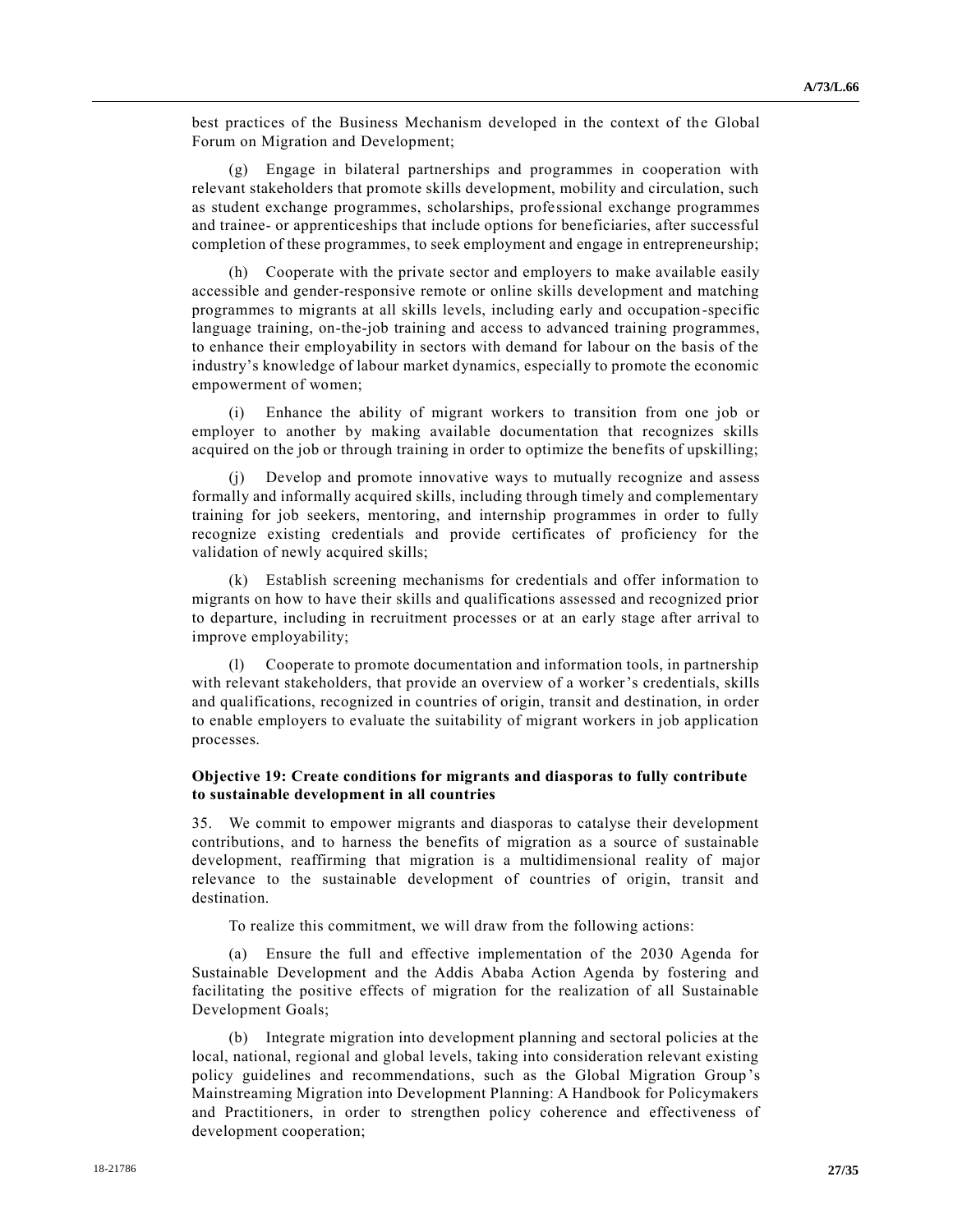best practices of the Business Mechanism developed in the context of the Global Forum on Migration and Development;

(g) Engage in bilateral partnerships and programmes in cooperation with relevant stakeholders that promote skills development, mobility and circulation, such as student exchange programmes, scholarships, professional exchange programmes and trainee- or apprenticeships that include options for beneficiaries, after successful completion of these programmes, to seek employment and engage in entrepreneurship;

(h) Cooperate with the private sector and employers to make available easily accessible and gender-responsive remote or online skills development and matching programmes to migrants at all skills levels, including early and occupation-specific language training, on-the-job training and access to advanced training programmes, to enhance their employability in sectors with demand for labour on the basis of the industry's knowledge of labour market dynamics, especially to promote the economic empowerment of women;

(i) Enhance the ability of migrant workers to transition from one job or employer to another by making available documentation that recognizes skills acquired on the job or through training in order to optimize the benefits of upskilling;

(j) Develop and promote innovative ways to mutually recognize and assess formally and informally acquired skills, including through timely and complementary training for job seekers, mentoring, and internship programmes in order to fully recognize existing credentials and provide certificates of proficiency for the validation of newly acquired skills;

(k) Establish screening mechanisms for credentials and offer information to migrants on how to have their skills and qualifications assessed and recognized prior to departure, including in recruitment processes or at an early stage after arrival to improve employability;

(l) Cooperate to promote documentation and information tools, in partnership with relevant stakeholders, that provide an overview of a worker's credentials, skills and qualifications, recognized in countries of origin, transit and destination, in order to enable employers to evaluate the suitability of migrant workers in job application processes.

### Objective 19: Create conditions for migrants and diasporas to fully contribute to sustainable development in all countries

35. We commit to empower migrants and diasporas to catalyse their development contributions, and to harness the benefits of migration as a source of sustainable development, reaffirming that migration is a multidimensional reality of major relevance to the sustainable development of countries of origin, transit and destination.

To realize this commitment, we will draw from the following actions:

(a) Ensure the full and effective implementation of the 2030 Agenda for Sustainable Development and the Addis Ababa Action Agenda by fostering and facilitating the positive effects of migration for the realization of all Sustainable Development Goals;

(b) Integrate migration into development planning and sectoral policies at the local, national, regional and global levels, taking into consideration relevant existing policy guidelines and recommendations, such as the Global Migration Group's Mainstreaming Migration into Development Planning: A Handbook for Policymakers and Practitioners, in order to strengthen policy coherence and effectiveness of development cooperation;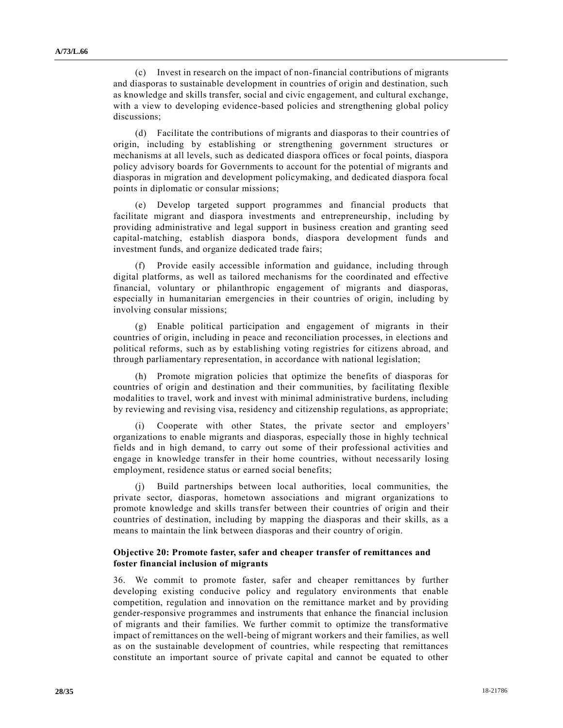(c) Invest in research on the impact of non-financial contributions of migrants and diasporas to sustainable development in countries of origin and destination, such as knowledge and skills transfer, social and civic engagement, and cultural exchange, with a view to developing evidence-based policies and strengthening global policy discussions;

(d) Facilitate the contributions of migrants and diasporas to their countries of origin, including by establishing or strengthening government structures or mechanisms at all levels, such as dedicated diaspora offices or focal points, diaspora policy advisory boards for Governments to account for the potential of migrants and diasporas in migration and development policymaking, and dedicated diaspora focal points in diplomatic or consular missions;

(e) Develop targeted support programmes and financial products that facilitate migrant and diaspora investments and entrepreneurship, including by providing administrative and legal support in business creation and granting seed capital-matching, establish diaspora bonds, diaspora development funds and investment funds, and organize dedicated trade fairs;

(f) Provide easily accessible information and guidance, including through digital platforms, as well as tailored mechanisms for the coordinated and effective financial, voluntary or philanthropic engagement of migrants and diasporas, especially in humanitarian emergencies in their countries of origin, including by involving consular missions;

(g) Enable political participation and engagement of migrants in their countries of origin, including in peace and reconciliation processes, in elections and political reforms, such as by establishing voting registries for citizens abroad, and through parliamentary representation, in accordance with national legislation;

(h) Promote migration policies that optimize the benefits of diasporas for countries of origin and destination and their communities, by facilitating flexible modalities to travel, work and invest with minimal administrative burdens, including by reviewing and revising visa, residency and citizenship regulations, as appropriate;

(i) Cooperate with other States, the private sector and employers' organizations to enable migrants and diasporas, especially those in highly technical fields and in high demand, to carry out some of their professional activities and engage in knowledge transfer in their home countries, without necessarily losing employment, residence status or earned social benefits;

(j) Build partnerships between local authorities, local communities, the private sector, diasporas, hometown associations and migrant organizations to promote knowledge and skills transfer between their countries of origin and their countries of destination, including by mapping the diasporas and their skills, as a means to maintain the link between diasporas and their country of origin.

### Objective 20: Promote faster, safer and cheaper transfer of remittances and foster financial inclusion of migrants

36. We commit to promote faster, safer and cheaper remittances by further developing existing conducive policy and regulatory environments that enable competition, regulation and innovation on the remittance market and by providing gender-responsive programmes and instruments that enhance the financial inclusion of migrants and their families. We further commit to optimize the transformative impact of remittances on the well-being of migrant workers and their families, as well as on the sustainable development of countries, while respecting that remittances constitute an important source of private capital and cannot be equated to other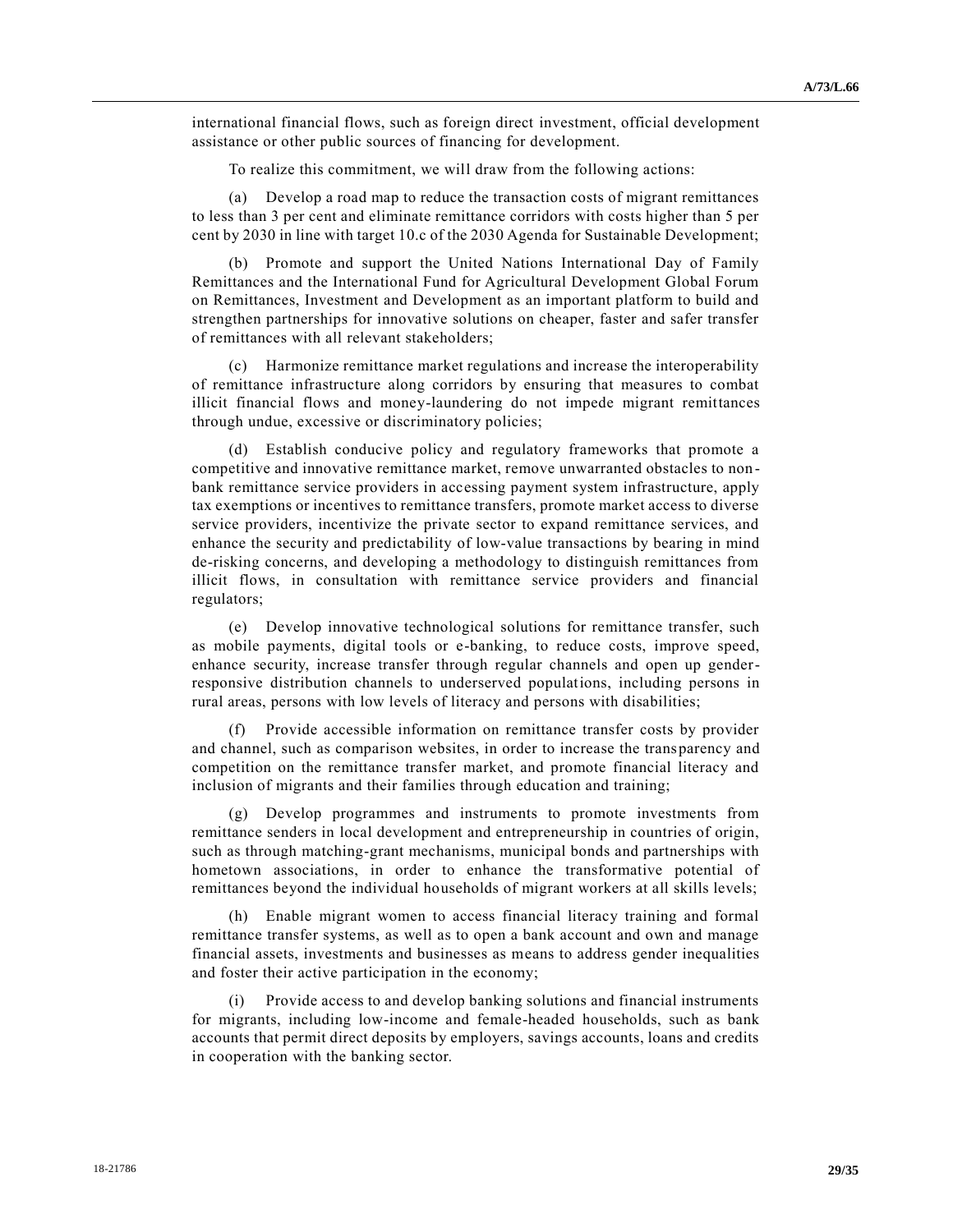international financial flows, such as foreign direct investment, official development assistance or other public sources of financing for development.

To realize this commitment, we will draw from the following actions:

(a) Develop a road map to reduce the transaction costs of migrant remittances to less than 3 per cent and eliminate remittance corridors with costs higher than 5 per cent by 2030 in line with target 10.c of the 2030 Agenda for Sustainable Development;

(b) Promote and support the United Nations International Day of Family Remittances and the International Fund for Agricultural Development Global Forum on Remittances, Investment and Development as an important platform to build and strengthen partnerships for innovative solutions on cheaper, faster and safer transfer of remittances with all relevant stakeholders;

(c) Harmonize remittance market regulations and increase the interoperability of remittance infrastructure along corridors by ensuring that measures to combat illicit financial flows and money-laundering do not impede migrant remittances through undue, excessive or discriminatory policies;

(d) Establish conducive policy and regulatory frameworks that promote a competitive and innovative remittance market, remove unwarranted obstacles to non-bank remittance service providers in accessing payment system infrastructure, apply tax exemptions or incentives to remittance transfers, promote market access to diverse service providers, incentivize the private sector to expand remittance services, and enhance the security and predictability of low-value transactions by bearing in mind de-risking concerns, and developing a methodology to distinguish remittances from illicit flows, in consultation with remittance service providers and financial regulators;

(e) Develop innovative technological solutions for remittance transfer, such as mobile payments, digital tools or e-banking, to reduce costs, improve speed, enhance security, increase transfer through regular channels and open up gender-responsive distribution channels to underserved populations, including persons in rural areas, persons with low levels of literacy and persons with disabilities;

(f) Provide accessible information on remittance transfer costs by provider and channel, such as comparison websites, in order to increase the transparency and competition on the remittance transfer market, and promote financial literacy and inclusion of migrants and their families through education and training;

(g) Develop programmes and instruments to promote investments from remittance senders in local development and entrepreneurship in countries of origin, such as through matching-grant mechanisms, municipal bonds and partnerships with hometown associations, in order to enhance the transformative potential of remittances beyond the individual households of migrant workers at all skills levels;

(h) Enable migrant women to access financial literacy training and formal remittance transfer systems, as well as to open a bank account and own and manage financial assets, investments and businesses as means to address gender inequalities and foster their active participation in the economy;

(i) Provide access to and develop banking solutions and financial instruments for migrants, including low-income and female-headed households, such as bank accounts that permit direct deposits by employers, savings accounts, loans and credits in cooperation with the banking sector.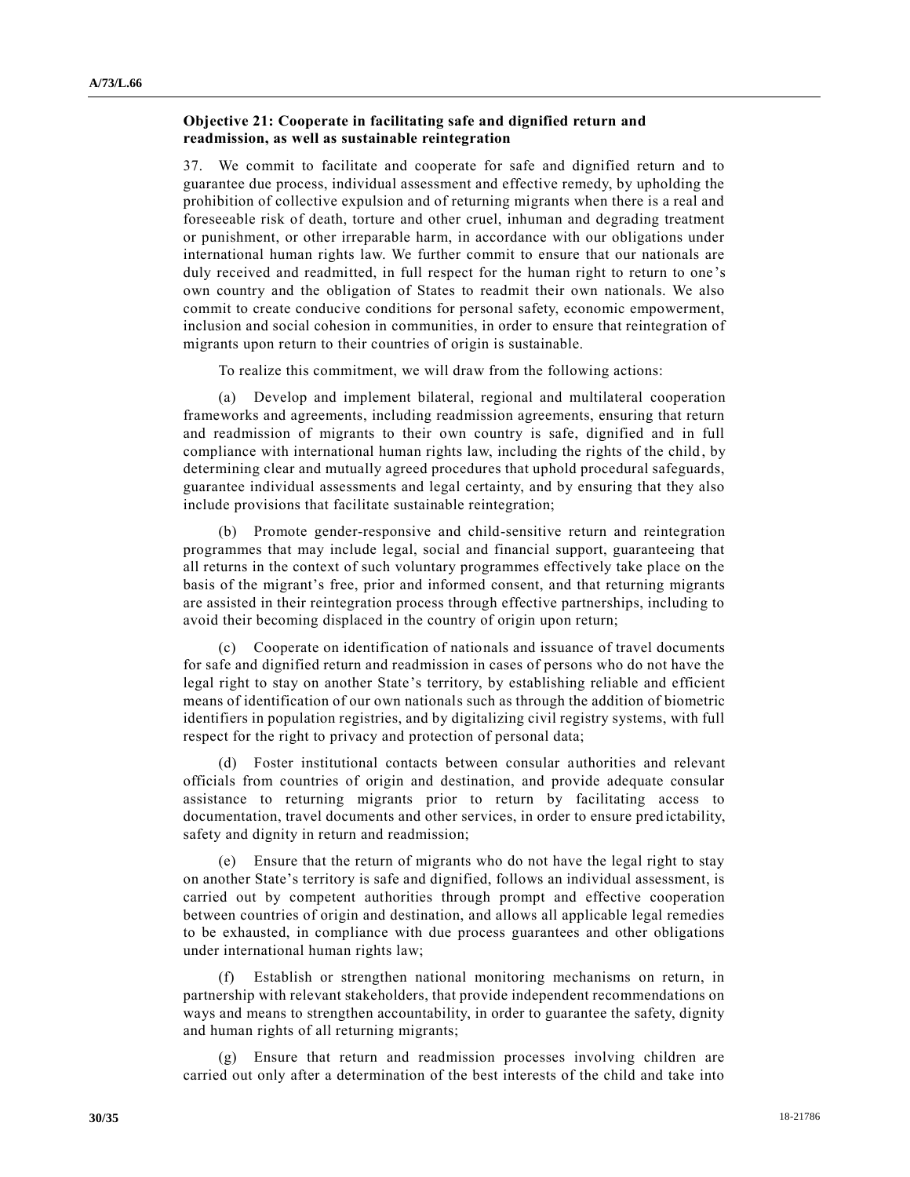### Objective 21: Cooperate in facilitating safe and dignified return and readmission, as well as sustainable reintegration

37. We commit to facilitate and cooperate for safe and dignified return and to guarantee due process, individual assessment and effective remedy, by upholding the prohibition of collective expulsion and of returning migrants when there is a real and foreseeable risk of death, torture and other cruel, inhuman and degrading treatment or punishment, or other irreparable harm, in accordance with our obligations under international human rights law. We further commit to ensure that our nationals are duly received and readmitted, in full respect for the human right to return to one's own country and the obligation of States to readmit their own nationals. We also commit to create conducive conditions for personal safety, economic empowerment, inclusion and social cohesion in communities, in order to ensure that reintegration of migrants upon return to their countries of origin is sustainable.

To realize this commitment, we will draw from the following actions:

(a) Develop and implement bilateral, regional and multilateral cooperation frameworks and agreements, including readmission agreements, ensuring that return and readmission of migrants to their own country is safe, dignified and in full compliance with international human rights law, including the rights of the child, by determining clear and mutually agreed procedures that uphold procedural safeguards, guarantee individual assessments and legal certainty, and by ensuring that they also include provisions that facilitate sustainable reintegration;

(b) Promote gender-responsive and child-sensitive return and reintegration programmes that may include legal, social and financial support, guaranteeing that all returns in the context of such voluntary programmes effectively take place on the basis of the migrant's free, prior and informed consent, and that returning migrants are assisted in their reintegration process through effective partnerships, including to avoid their becoming displaced in the country of origin upon return;

(c) Cooperate on identification of nationals and issuance of travel documents for safe and dignified return and readmission in cases of persons who do not have the legal right to stay on another State's territory, by establishing reliable and efficient means of identification of our own nationals such as through the addition of biometric identifiers in population registries, and by digitalizing civil registry systems, with full respect for the right to privacy and protection of personal data;

(d) Foster institutional contacts between consular authorities and relevant officials from countries of origin and destination, and provide adequate consular assistance to returning migrants prior to return by facilitating access to documentation, travel documents and other services, in order to ensure predictability, safety and dignity in return and readmission;

(e) Ensure that the return of migrants who do not have the legal right to stay on another State's territory is safe and dignified, follows an individual assessment, is carried out by competent authorities through prompt and effective cooperation between countries of origin and destination, and allows all applicable legal remedies to be exhausted, in compliance with due process guarantees and other obligations under international human rights law;

(f) Establish or strengthen national monitoring mechanisms on return, in partnership with relevant stakeholders, that provide independent recommendations on ways and means to strengthen accountability, in order to guarantee the safety, dignity and human rights of all returning migrants;

(g) Ensure that return and readmission processes involving children are carried out only after a determination of the best interests of the child and take into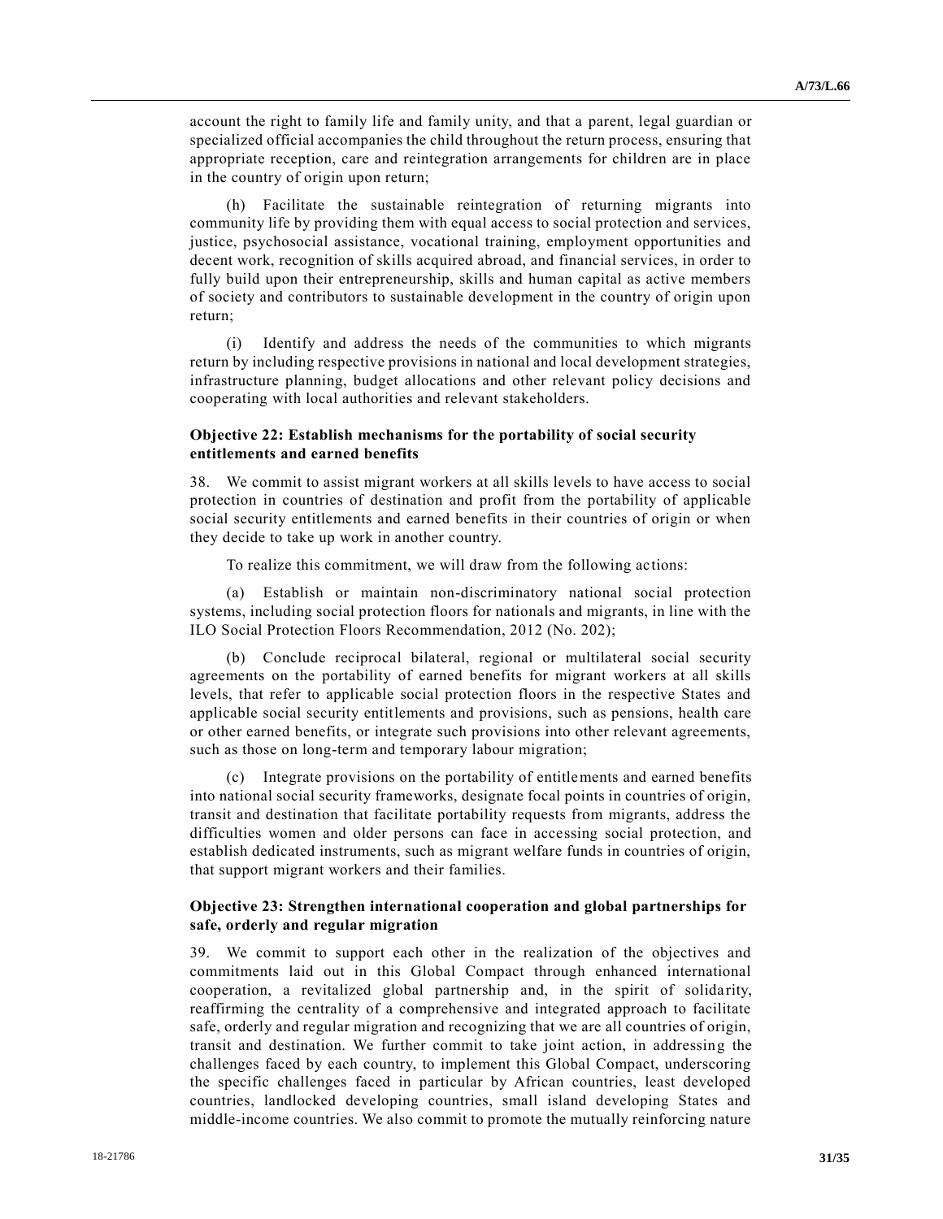account the right to family life and family unity, and that a parent, legal guardian or specialized official accompanies the child throughout the return process, ensuring that appropriate reception, care and reintegration arrangements for children are in place in the country of origin upon return;

(h) Facilitate the sustainable reintegration of returning migrants into community life by providing them with equal access to social protection and services, justice, psychosocial assistance, vocational training, employment opportunities and decent work, recognition of skills acquired abroad, and financial services, in order to fully build upon their entrepreneurship, skills and human capital as active members of society and contributors to sustainable development in the country of origin upon return;

(i) Identify and address the needs of the communities to which migrants return by including respective provisions in national and local development strategies, infrastructure planning, budget allocations and other relevant policy decisions and cooperating with local authorities and relevant stakeholders.

### Objective 22: Establish mechanisms for the portability of social security entitlements and earned benefits

38. We commit to assist migrant workers at all skills levels to have access to social protection in countries of destination and profit from the portability of applicable social security entitlements and earned benefits in their countries of origin or when they decide to take up work in another country.

To realize this commitment, we will draw from the following actions:

(a) Establish or maintain non-discriminatory national social protection systems, including social protection floors for nationals and migrants, in line with the ILO Social Protection Floors Recommendation, 2012 (No. 202);

(b) Conclude reciprocal bilateral, regional or multilateral social security agreements on the portability of earned benefits for migrant workers at all skills levels, that refer to applicable social protection floors in the respective States and applicable social security entitlements and provisions, such as pensions, health care or other earned benefits, or integrate such provisions into other relevant agreements, such as those on long-term and temporary labour migration;

(c) Integrate provisions on the portability of entitlements and earned benefits into national social security frameworks, designate focal points in countries of origin, transit and destination that facilitate portability requests from migrants, address the difficulties women and older persons can face in accessing social protection, and establish dedicated instruments, such as migrant welfare funds in countries of origin, that support migrant workers and their families.

### Objective 23: Strengthen international cooperation and global partnerships for safe, orderly and regular migration

39. We commit to support each other in the realization of the objectives and commitments laid out in this Global Compact through enhanced international cooperation, a revitalized global partnership and, in the spirit of solidarity, reaffirming the centrality of a comprehensive and integrated approach to facilitate safe, orderly and regular migration and recognizing that we are all countries of origin, transit and destination. We further commit to take joint action, in addressing the challenges faced by each country, to implement this Global Compact, underscoring the specific challenges faced in particular by African countries, least developed countries, landlocked developing countries, small island developing States and middle-income countries. We also commit to promote the mutually reinforcing nature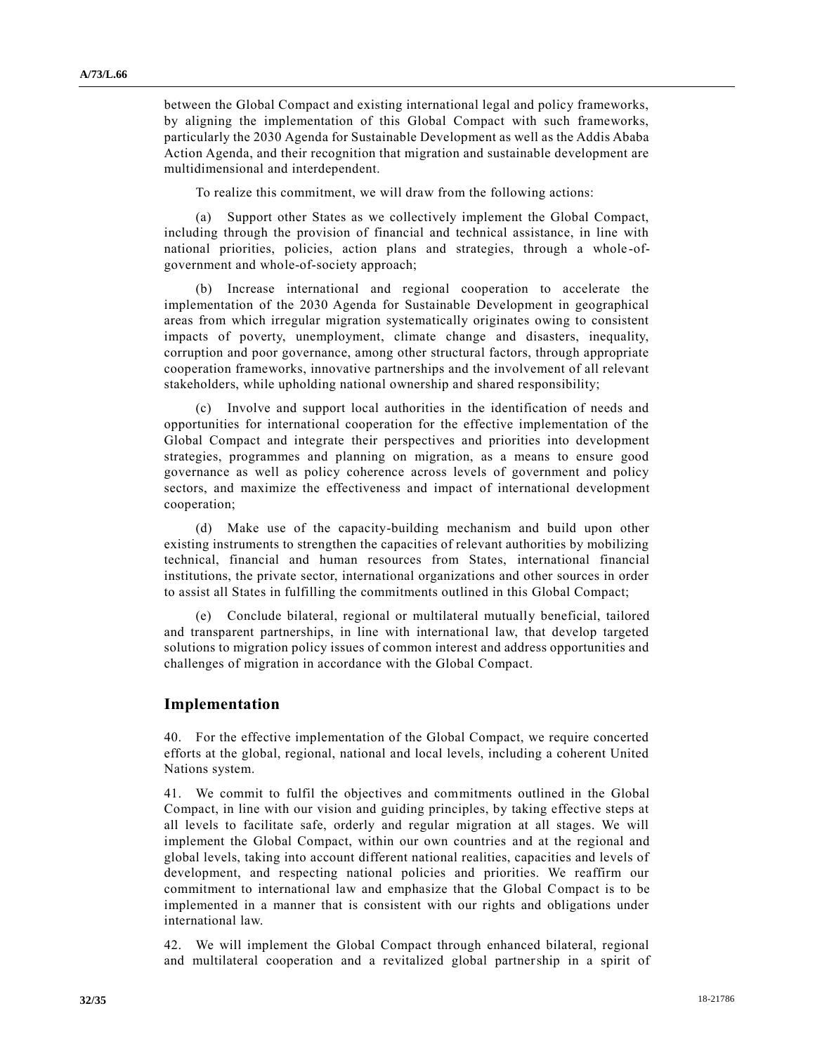between the Global Compact and existing international legal and policy frameworks, by aligning the implementation of this Global Compact with such frameworks, particularly the 2030 Agenda for Sustainable Development as well as the Addis Ababa Action Agenda, and their recognition that migration and sustainable development are multidimensional and interdependent.

To realize this commitment, we will draw from the following actions:

(a) Support other States as we collectively implement the Global Compact, including through the provision of financial and technical assistance, in line with national priorities, policies, action plans and strategies, through a whole-of-government and whole-of-society approach;

(b) Increase international and regional cooperation to accelerate the implementation of the 2030 Agenda for Sustainable Development in geographical areas from which irregular migration systematically originates owing to consistent impacts of poverty, unemployment, climate change and disasters, inequality, corruption and poor governance, among other structural factors, through appropriate cooperation frameworks, innovative partnerships and the involvement of all relevant stakeholders, while upholding national ownership and shared responsibility;

(c) Involve and support local authorities in the identification of needs and opportunities for international cooperation for the effective implementation of the Global Compact and integrate their perspectives and priorities into development strategies, programmes and planning on migration, as a means to ensure good governance as well as policy coherence across levels of government and policy sectors, and maximize the effectiveness and impact of international development cooperation;

(d) Make use of the capacity-building mechanism and build upon other existing instruments to strengthen the capacities of relevant authorities by mobilizing technical, financial and human resources from States, international financial institutions, the private sector, international organizations and other sources in order to assist all States in fulfilling the commitments outlined in this Global Compact;

(e) Conclude bilateral, regional or multilateral mutually beneficial, tailored and transparent partnerships, in line with international law, that develop targeted solutions to migration policy issues of common interest and address opportunities and challenges of migration in accordance with the Global Compact.

## Implementation

40. For the effective implementation of the Global Compact, we require concerted efforts at the global, regional, national and local levels, including a coherent United Nations system.

41. We commit to fulfil the objectives and commitments outlined in the Global Compact, in line with our vision and guiding principles, by taking effective steps at all levels to facilitate safe, orderly and regular migration at all stages. We will implement the Global Compact, within our own countries and at the regional and global levels, taking into account different national realities, capacities and levels of development, and respecting national policies and priorities. We reaffirm our commitment to international law and emphasize that the Global Compact is to be implemented in a manner that is consistent with our rights and obligations under international law.

42. We will implement the Global Compact through enhanced bilateral, regional and multilateral cooperation and a revitalized global partnership in a spirit of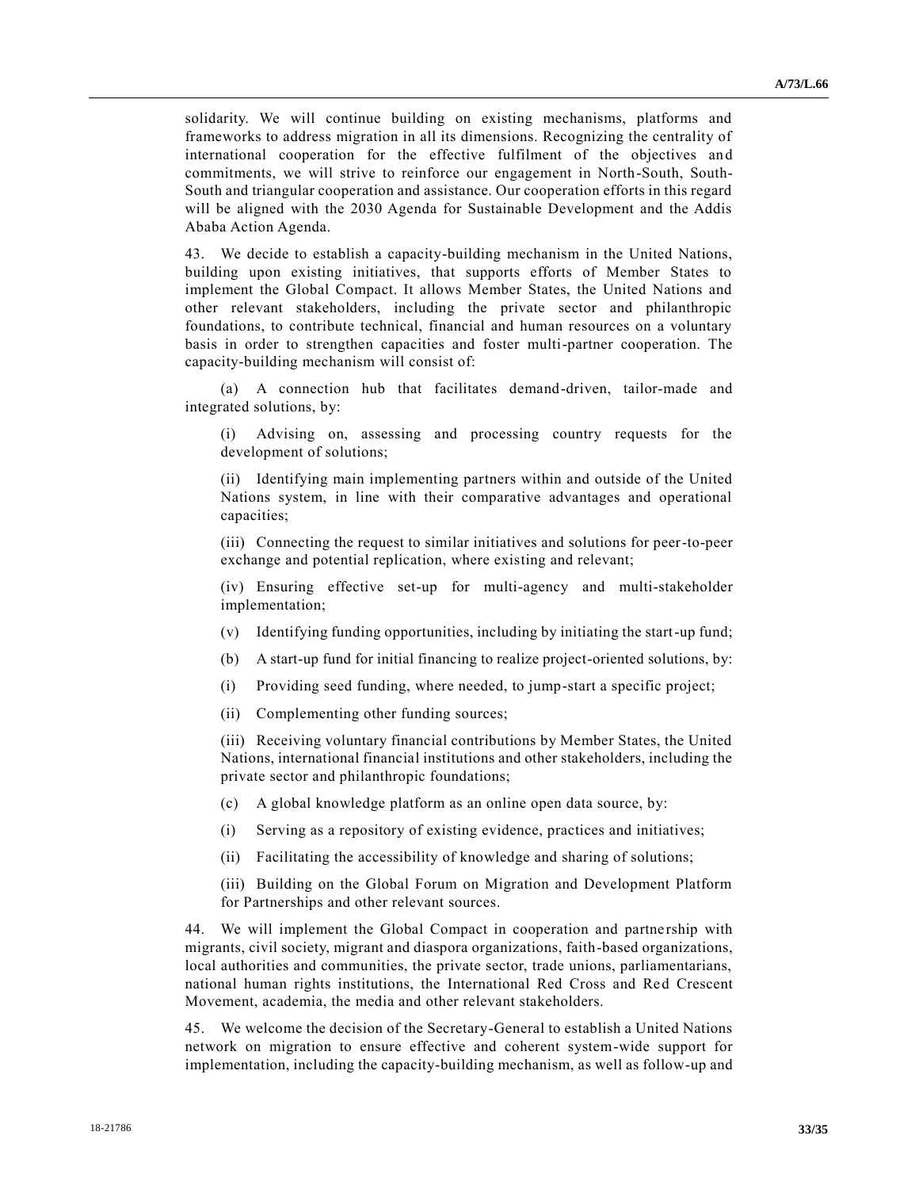solidarity. We will continue building on existing mechanisms, platforms and frameworks to address migration in all its dimensions. Recognizing the centrality of international cooperation for the effective fulfilment of the objectives and commitments, we will strive to reinforce our engagement in North-South, South-South and triangular cooperation and assistance. Our cooperation efforts in this regard will be aligned with the 2030 Agenda for Sustainable Development and the Addis Ababa Action Agenda.

43. We decide to establish a capacity-building mechanism in the United Nations, building upon existing initiatives, that supports efforts of Member States to implement the Global Compact. It allows Member States, the United Nations and other relevant stakeholders, including the private sector and philanthropic foundations, to contribute technical, financial and human resources on a voluntary basis in order to strengthen capacities and foster multi-partner cooperation. The capacity-building mechanism will consist of:

(a) A connection hub that facilitates demand-driven, tailor-made and integrated solutions, by:

(i) Advising on, assessing and processing country requests for the development of solutions;

(ii) Identifying main implementing partners within and outside of the United Nations system, in line with their comparative advantages and operational capacities;

(iii) Connecting the request to similar initiatives and solutions for peer-to-peer exchange and potential replication, where existing and relevant;

(iv) Ensuring effective set-up for multi-agency and multi-stakeholder implementation;

(v) Identifying funding opportunities, including by initiating the start-up fund;

(b) A start-up fund for initial financing to realize project-oriented solutions, by:

(i) Providing seed funding, where needed, to jump-start a specific project;

(ii) Complementing other funding sources;

(iii) Receiving voluntary financial contributions by Member States, the United Nations, international financial institutions and other stakeholders, including the private sector and philanthropic foundations;

(c) A global knowledge platform as an online open data source, by:

(i) Serving as a repository of existing evidence, practices and initiatives;

(ii) Facilitating the accessibility of knowledge and sharing of solutions;

(iii) Building on the Global Forum on Migration and Development Platform for Partnerships and other relevant sources.

44. We will implement the Global Compact in cooperation and partnership with migrants, civil society, migrant and diaspora organizations, faith-based organizations, local authorities and communities, the private sector, trade unions, parliamentarians, national human rights institutions, the International Red Cross and Red Crescent Movement, academia, the media and other relevant stakeholders.

45. We welcome the decision of the Secretary-General to establish a United Nations network on migration to ensure effective and coherent system-wide support for implementation, including the capacity-building mechanism, as well as follow-up and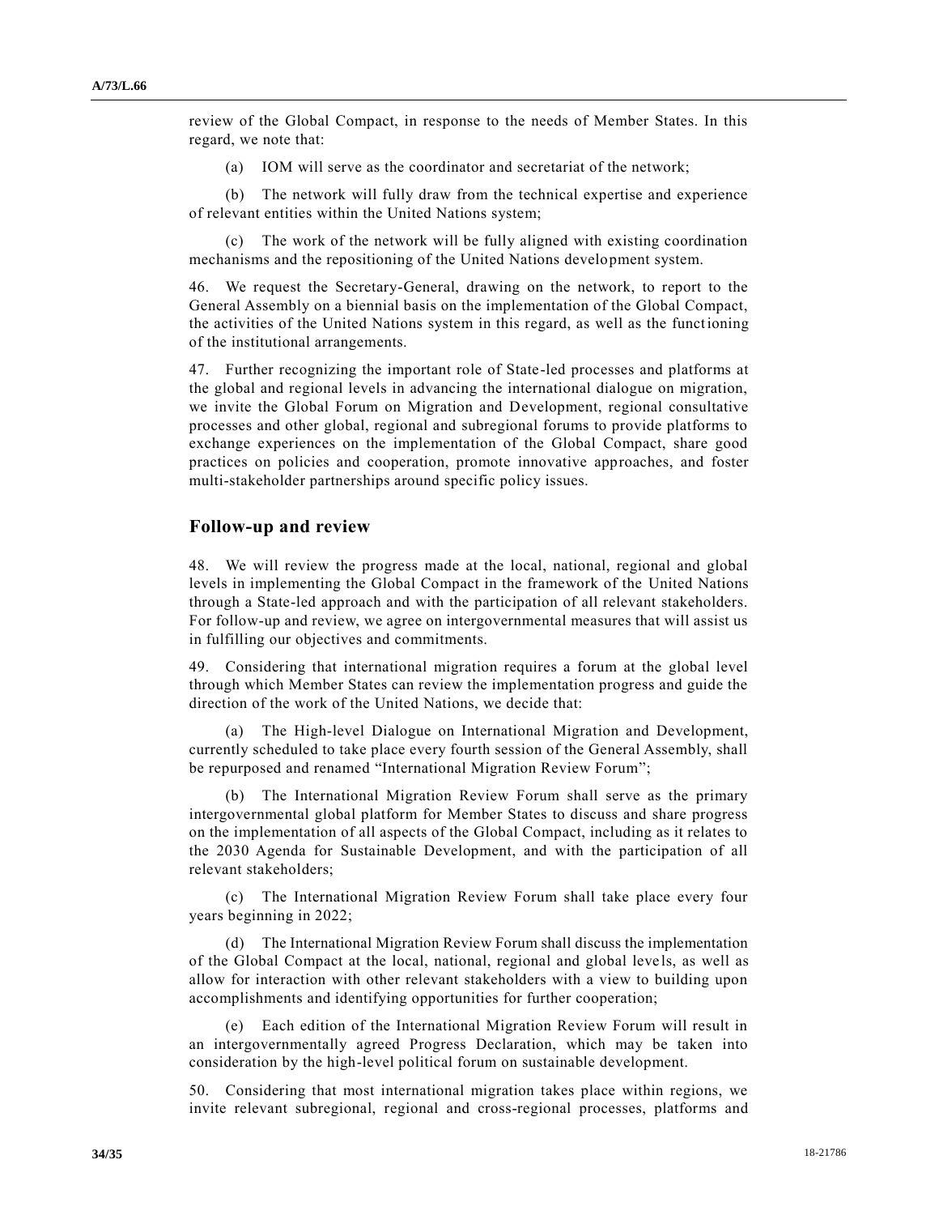review of the Global Compact, in response to the needs of Member States. In this regard, we note that:

(a) IOM will serve as the coordinator and secretariat of the network;

(b) The network will fully draw from the technical expertise and experience of relevant entities within the United Nations system;

(c) The work of the network will be fully aligned with existing coordination mechanisms and the repositioning of the United Nations development system.

46. We request the Secretary-General, drawing on the network, to report to the General Assembly on a biennial basis on the implementation of the Global Compact, the activities of the United Nations system in this regard, as well as the functioning of the institutional arrangements.

47. Further recognizing the important role of State-led processes and platforms at the global and regional levels in advancing the international dialogue on migration, we invite the Global Forum on Migration and Development, regional consultative processes and other global, regional and subregional forums to provide platforms to exchange experiences on the implementation of the Global Compact, share good practices on policies and cooperation, promote innovative approaches, and foster multi-stakeholder partnerships around specific policy issues.

## Follow-up and review

48. We will review the progress made at the local, national, regional and global levels in implementing the Global Compact in the framework of the United Nations through a State-led approach and with the participation of all relevant stakeholders. For follow-up and review, we agree on intergovernmental measures that will assist us in fulfilling our objectives and commitments.

49. Considering that international migration requires a forum at the global level through which Member States can review the implementation progress and guide the direction of the work of the United Nations, we decide that:

(a) The High-level Dialogue on International Migration and Development, currently scheduled to take place every fourth session of the General Assembly, shall be repurposed and renamed "International Migration Review Forum";

(b) The International Migration Review Forum shall serve as the primary intergovernmental global platform for Member States to discuss and share progress on the implementation of all aspects of the Global Compact, including as it relates to the 2030 Agenda for Sustainable Development, and with the participation of all relevant stakeholders;

(c) The International Migration Review Forum shall take place every four years beginning in 2022;

(d) The International Migration Review Forum shall discuss the implementation of the Global Compact at the local, national, regional and global levels, as well as allow for interaction with other relevant stakeholders with a view to building upon accomplishments and identifying opportunities for further cooperation;

(e) Each edition of the International Migration Review Forum will result in an intergovernmentally agreed Progress Declaration, which may be taken into consideration by the high-level political forum on sustainable development.

50. Considering that most international migration takes place within regions, we invite relevant subregional, regional and cross-regional processes, platforms and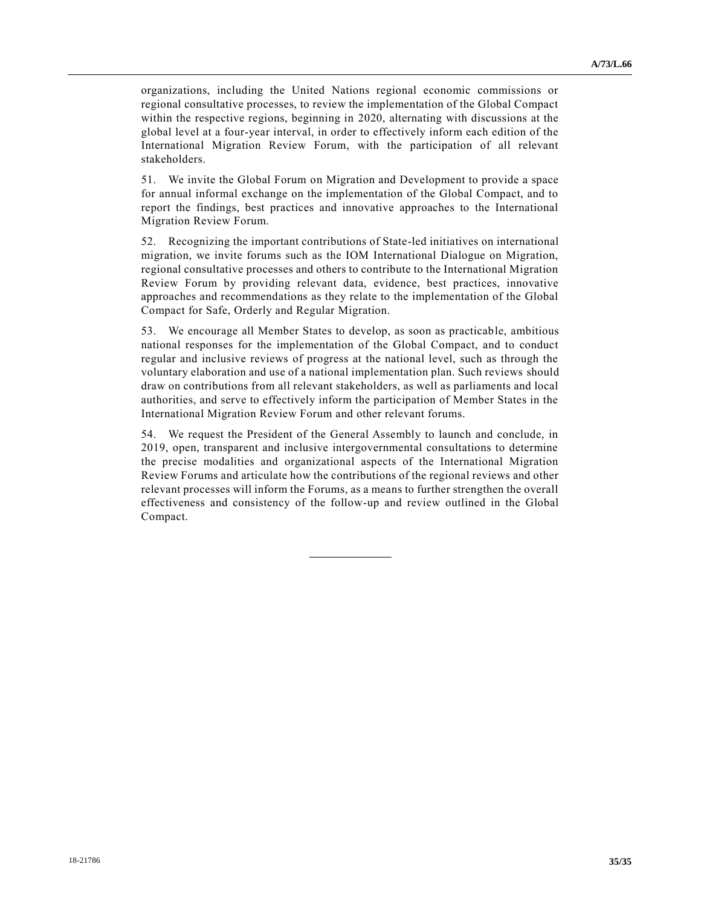organizations, including the United Nations regional economic commissions or regional consultative processes, to review the implementation of the Global Compact within the respective regions, beginning in 2020, alternating with discussions at the global level at a four-year interval, in order to effectively inform each edition of the International Migration Review Forum, with the participation of all relevant stakeholders.

51. We invite the Global Forum on Migration and Development to provide a space for annual informal exchange on the implementation of the Global Compact, and to report the findings, best practices and innovative approaches to the International Migration Review Forum.

52. Recognizing the important contributions of State-led initiatives on international migration, we invite forums such as the IOM International Dialogue on Migration, regional consultative processes and others to contribute to the International Migration Review Forum by providing relevant data, evidence, best practices, innovative approaches and recommendations as they relate to the implementation of the Global Compact for Safe, Orderly and Regular Migration.

53. We encourage all Member States to develop, as soon as practicable, ambitious national responses for the implementation of the Global Compact, and to conduct regular and inclusive reviews of progress at the national level, such as through the voluntary elaboration and use of a national implementation plan. Such reviews should draw on contributions from all relevant stakeholders, as well as parliaments and local authorities, and serve to effectively inform the participation of Member States in the International Migration Review Forum and other relevant forums.

54. We request the President of the General Assembly to launch and conclude, in 2019, open, transparent and inclusive intergovernmental consultations to determine the precise modalities and organizational aspects of the International Migration Review Forums and articulate how the contributions of the regional reviews and other relevant processes will inform the Forums, as a means to further strengthen the overall effectiveness and consistency of the follow-up and review outlined in the Global Compact.